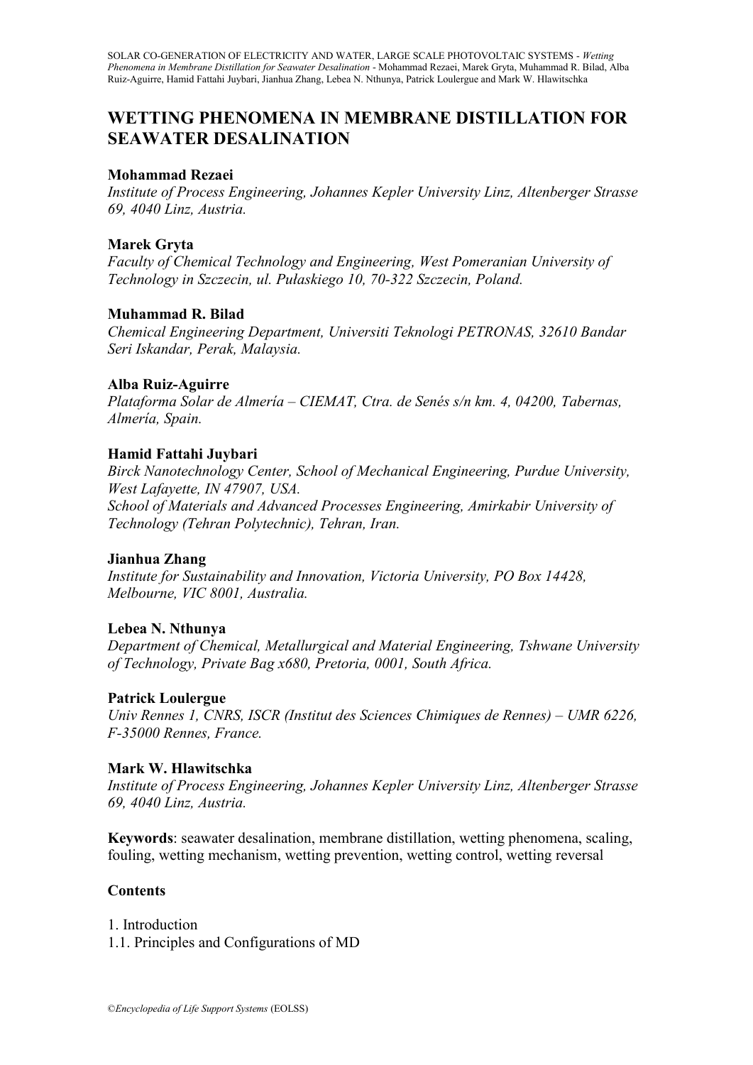# WETTING PHENOMENA IN MEMBRANE DISTILLATION FOR SEAWATER DESALINATION

**Mohammad Rezaei**
*Institute of Process Engineering, Johannes Kepler University Linz, Altenberger Strasse 69, 4040 Linz, Austria.*

**Marek Gryta**
*Faculty of Chemical Technology and Engineering, West Pomeranian University of Technology in Szczecin, ul. Pułaskiego 10, 70-322 Szczecin, Poland.*

**Muhammad R. Bilad**
*Chemical Engineering Department, Universiti Teknologi PETRONAS, 32610 Bandar Seri Iskandar, Perak, Malaysia.*

**Alba Ruiz-Aguirre**
*Plataforma Solar de Almería – CIEMAT, Ctra. de Senés s/n km. 4, 04200, Tabernas, Almería, Spain.*

**Hamid Fattahi Juybari**
*Birck Nanotechnology Center, School of Mechanical Engineering, Purdue University, West Lafayette, IN 47907, USA.*
*School of Materials and Advanced Processes Engineering, Amirkabir University of Technology (Tehran Polytechnic), Tehran, Iran.*

**Jianhua Zhang**
*Institute for Sustainability and Innovation, Victoria University, PO Box 14428, Melbourne, VIC 8001, Australia.*

**Lebea N. Nthunya**
*Department of Chemical, Metallurgical and Material Engineering, Tshwane University of Technology, Private Bag x680, Pretoria, 0001, South Africa.*

**Patrick Loulergue**
*Univ Rennes 1, CNRS, ISCR (Institut des Sciences Chimiques de Rennes) – UMR 6226, F-35000 Rennes, France.*

**Mark W. Hlawitschka**
*Institute of Process Engineering, Johannes Kepler University Linz, Altenberger Strasse 69, 4040 Linz, Austria.*

**Keywords**: seawater desalination, membrane distillation, wetting phenomena, scaling, fouling, wetting mechanism, wetting prevention, wetting control, wetting reversal

**Contents**

1. Introduction
1.1. Principles and Configurations of MD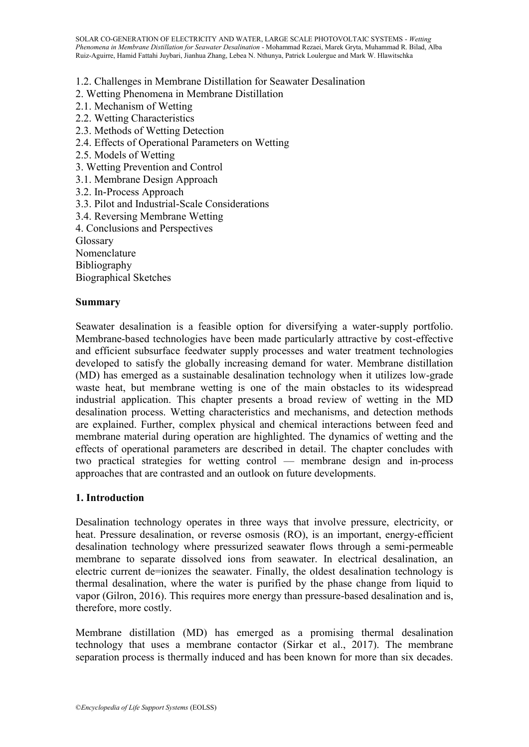1.2. Challenges in Membrane Distillation for Seawater Desalination
2. Wetting Phenomena in Membrane Distillation
2.1. Mechanism of Wetting
2.2. Wetting Characteristics
2.3. Methods of Wetting Detection
2.4. Effects of Operational Parameters on Wetting
2.5. Models of Wetting
3. Wetting Prevention and Control
3.1. Membrane Design Approach
3.2. In-Process Approach
3.3. Pilot and Industrial-Scale Considerations
3.4. Reversing Membrane Wetting
4. Conclusions and Perspectives
Glossary
Nomenclature
Bibliography
Biographical Sketches

**Summary**

Seawater desalination is a feasible option for diversifying a water-supply portfolio. Membrane-based technologies have been made particularly attractive by cost-effective and efficient subsurface feedwater supply processes and water treatment technologies developed to satisfy the globally increasing demand for water. Membrane distillation (MD) has emerged as a sustainable desalination technology when it utilizes low-grade waste heat, but membrane wetting is one of the main obstacles to its widespread industrial application. This chapter presents a broad review of wetting in the MD desalination process. Wetting characteristics and mechanisms, and detection methods are explained. Further, complex physical and chemical interactions between feed and membrane material during operation are highlighted. The dynamics of wetting and the effects of operational parameters are described in detail. The chapter concludes with two practical strategies for wetting control — membrane design and in-process approaches that are contrasted and an outlook on future developments.

## 1. Introduction

Desalination technology operates in three ways that involve pressure, electricity, or heat. Pressure desalination, or reverse osmosis (RO), is an important, energy-efficient desalination technology where pressurized seawater flows through a semi-permeable membrane to separate dissolved ions from seawater. In electrical desalination, an electric current de=ionizes the seawater. Finally, the oldest desalination technology is thermal desalination, where the water is purified by the phase change from liquid to vapor (Gilron, 2016). This requires more energy than pressure-based desalination and is, therefore, more costly.

Membrane distillation (MD) has emerged as a promising thermal desalination technology that uses a membrane contactor (Sirkar et al., 2017). The membrane separation process is thermally induced and has been known for more than six decades.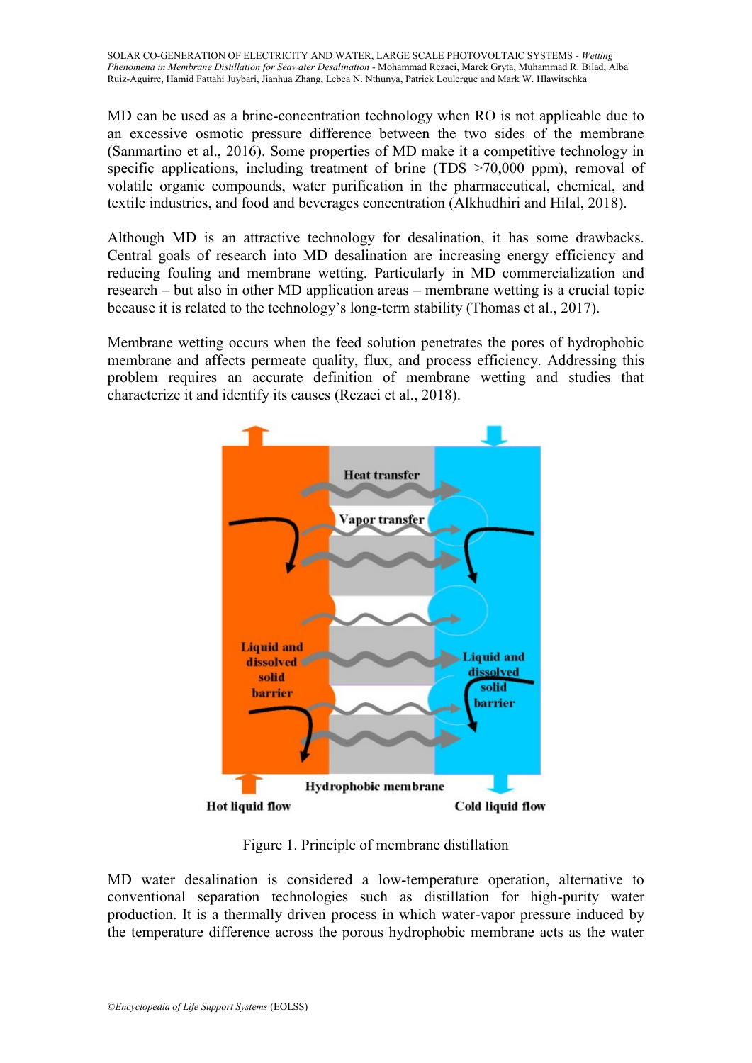MD can be used as a brine-concentration technology when RO is not applicable due to an excessive osmotic pressure difference between the two sides of the membrane (Sanmartino et al., 2016). Some properties of MD make it a competitive technology in specific applications, including treatment of brine (TDS >70,000 ppm), removal of volatile organic compounds, water purification in the pharmaceutical, chemical, and textile industries, and food and beverages concentration (Alkhudhiri and Hilal, 2018).

Although MD is an attractive technology for desalination, it has some drawbacks. Central goals of research into MD desalination are increasing energy efficiency and reducing fouling and membrane wetting. Particularly in MD commercialization and research – but also in other MD application areas – membrane wetting is a crucial topic because it is related to the technology's long-term stability (Thomas et al., 2017).

Membrane wetting occurs when the feed solution penetrates the pores of hydrophobic membrane and affects permeate quality, flux, and process efficiency. Addressing this problem requires an accurate definition of membrane wetting and studies that characterize it and identify its causes (Rezaei et al., 2018).

Figure 1. Principle of membrane distillation

MD water desalination is considered a low-temperature operation, alternative to conventional separation technologies such as distillation for high-purity water production. It is a thermally driven process in which water-vapor pressure induced by the temperature difference across the porous hydrophobic membrane acts as the water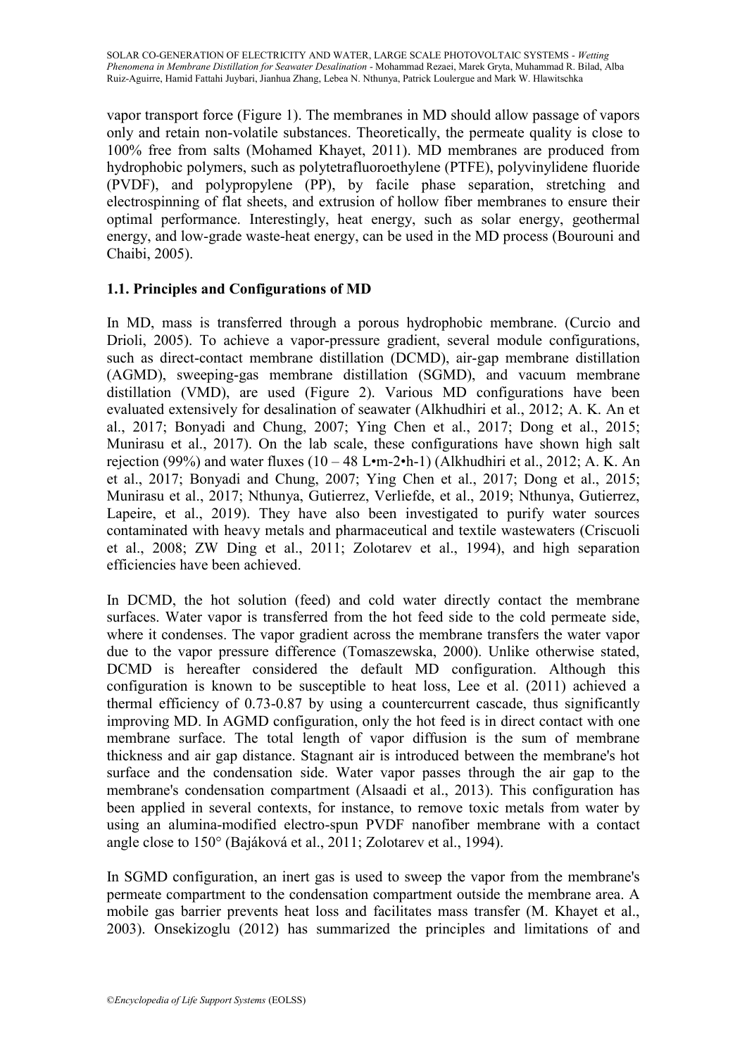vapor transport force (Figure 1). The membranes in MD should allow passage of vapors only and retain non-volatile substances. Theoretically, the permeate quality is close to 100% free from salts (Mohamed Khayet, 2011). MD membranes are produced from hydrophobic polymers, such as polytetrafluoroethylene (PTFE), polyvinylidene fluoride (PVDF), and polypropylene (PP), by facile phase separation, stretching and electrospinning of flat sheets, and extrusion of hollow fiber membranes to ensure their optimal performance. Interestingly, heat energy, such as solar energy, geothermal energy, and low-grade waste-heat energy, can be used in the MD process (Bourouni and Chaibi, 2005).

### 1.1. Principles and Configurations of MD

In MD, mass is transferred through a porous hydrophobic membrane. (Curcio and Drioli, 2005). To achieve a vapor-pressure gradient, several module configurations, such as direct-contact membrane distillation (DCMD), air-gap membrane distillation (AGMD), sweeping-gas membrane distillation (SGMD), and vacuum membrane distillation (VMD), are used (Figure 2). Various MD configurations have been evaluated extensively for desalination of seawater (Alkhudhiri et al., 2012; A. K. An et al., 2017; Bonyadi and Chung, 2007; Ying Chen et al., 2017; Dong et al., 2015; Munirasu et al., 2017). On the lab scale, these configurations have shown high salt rejection (99%) and water fluxes (10 – 48 L•m-2•h-1) (Alkhudhiri et al., 2012; A. K. An et al., 2017; Bonyadi and Chung, 2007; Ying Chen et al., 2017; Dong et al., 2015; Munirasu et al., 2017; Nthunya, Gutierrez, Verliefde, et al., 2019; Nthunya, Gutierrez, Lapeire, et al., 2019). They have also been investigated to purify water sources contaminated with heavy metals and pharmaceutical and textile wastewaters (Criscuoli et al., 2008; ZW Ding et al., 2011; Zolotarev et al., 1994), and high separation efficiencies have been achieved.

In DCMD, the hot solution (feed) and cold water directly contact the membrane surfaces. Water vapor is transferred from the hot feed side to the cold permeate side, where it condenses. The vapor gradient across the membrane transfers the water vapor due to the vapor pressure difference (Tomaszewska, 2000). Unlike otherwise stated, DCMD is hereafter considered the default MD configuration. Although this configuration is known to be susceptible to heat loss, Lee et al. (2011) achieved a thermal efficiency of 0.73-0.87 by using a countercurrent cascade, thus significantly improving MD. In AGMD configuration, only the hot feed is in direct contact with one membrane surface. The total length of vapor diffusion is the sum of membrane thickness and air gap distance. Stagnant air is introduced between the membrane's hot surface and the condensation side. Water vapor passes through the air gap to the membrane's condensation compartment (Alsaadi et al., 2013). This configuration has been applied in several contexts, for instance, to remove toxic metals from water by using an alumina-modified electro-spun PVDF nanofiber membrane with a contact angle close to 150° (Bajáková et al., 2011; Zolotarev et al., 1994).

In SGMD configuration, an inert gas is used to sweep the vapor from the membrane's permeate compartment to the condensation compartment outside the membrane area. A mobile gas barrier prevents heat loss and facilitates mass transfer (M. Khayet et al., 2003). Onsekizoglu (2012) has summarized the principles and limitations of and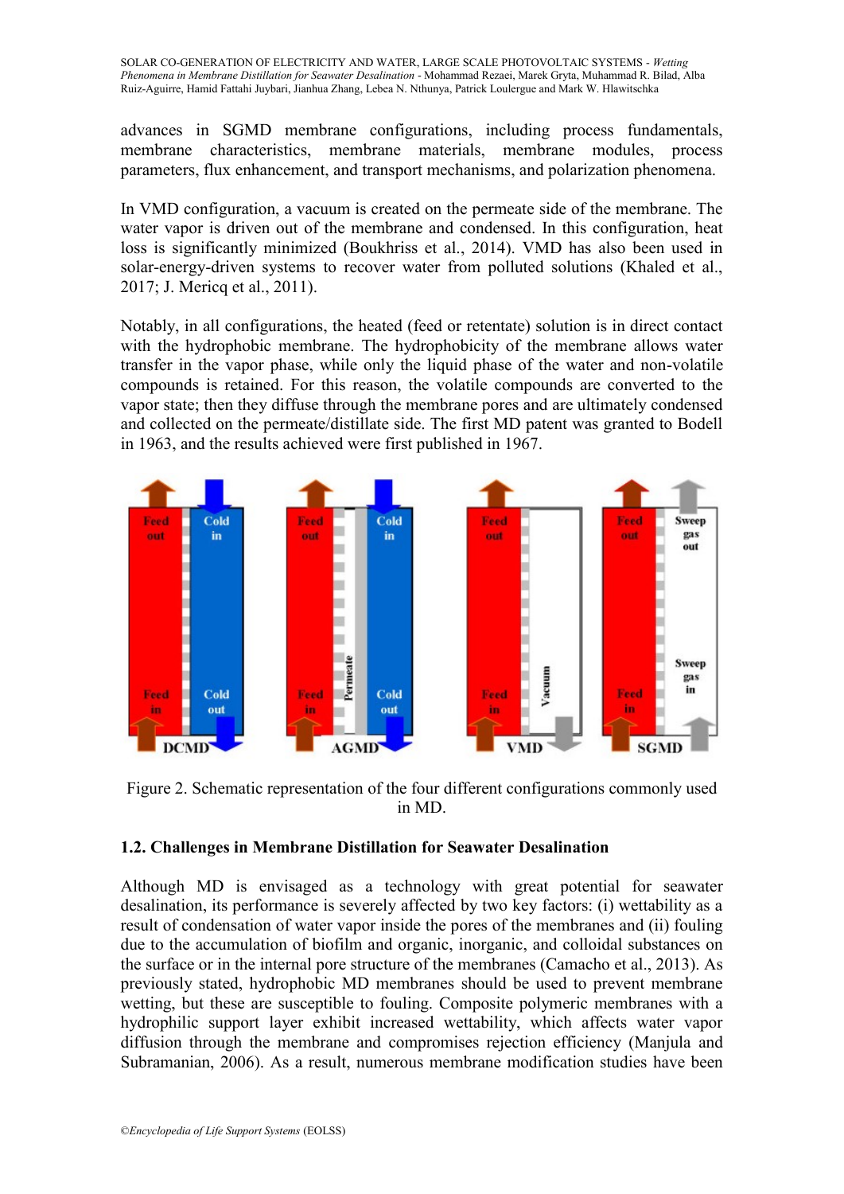advances in SGMD membrane configurations, including process fundamentals, membrane characteristics, membrane materials, membrane modules, process parameters, flux enhancement, and transport mechanisms, and polarization phenomena.

In VMD configuration, a vacuum is created on the permeate side of the membrane. The water vapor is driven out of the membrane and condensed. In this configuration, heat loss is significantly minimized (Boukhriss et al., 2014). VMD has also been used in solar-energy-driven systems to recover water from polluted solutions (Khaled et al., 2017; J. Mericq et al., 2011).

Notably, in all configurations, the heated (feed or retentate) solution is in direct contact with the hydrophobic membrane. The hydrophobicity of the membrane allows water transfer in the vapor phase, while only the liquid phase of the water and non-volatile compounds is retained. For this reason, the volatile compounds are converted to the vapor state; then they diffuse through the membrane pores and are ultimately condensed and collected on the permeate/distillate side. The first MD patent was granted to Bodell in 1963, and the results achieved were first published in 1967.

Figure 2. Schematic representation of the four different configurations commonly used in MD.

### 1.2. Challenges in Membrane Distillation for Seawater Desalination

Although MD is envisaged as a technology with great potential for seawater desalination, its performance is severely affected by two key factors: (i) wettability as a result of condensation of water vapor inside the pores of the membranes and (ii) fouling due to the accumulation of biofilm and organic, inorganic, and colloidal substances on the surface or in the internal pore structure of the membranes (Camacho et al., 2013). As previously stated, hydrophobic MD membranes should be used to prevent membrane wetting, but these are susceptible to fouling. Composite polymeric membranes with a hydrophilic support layer exhibit increased wettability, which affects water vapor diffusion through the membrane and compromises rejection efficiency (Manjula and Subramanian, 2006). As a result, numerous membrane modification studies have been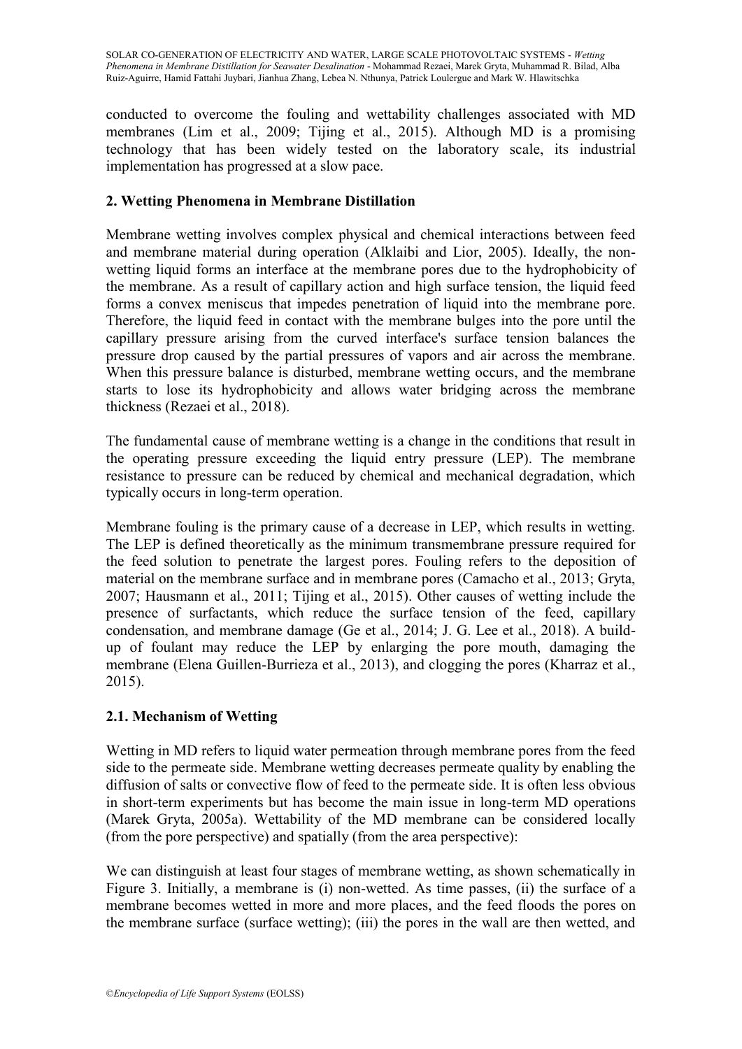conducted to overcome the fouling and wettability challenges associated with MD membranes (Lim et al., 2009; Tijing et al., 2015). Although MD is a promising technology that has been widely tested on the laboratory scale, its industrial implementation has progressed at a slow pace.

## 2. Wetting Phenomena in Membrane Distillation

Membrane wetting involves complex physical and chemical interactions between feed and membrane material during operation (Alklaibi and Lior, 2005). Ideally, the non-wetting liquid forms an interface at the membrane pores due to the hydrophobicity of the membrane. As a result of capillary action and high surface tension, the liquid feed forms a convex meniscus that impedes penetration of liquid into the membrane pore. Therefore, the liquid feed in contact with the membrane bulges into the pore until the capillary pressure arising from the curved interface's surface tension balances the pressure drop caused by the partial pressures of vapors and air across the membrane. When this pressure balance is disturbed, membrane wetting occurs, and the membrane starts to lose its hydrophobicity and allows water bridging across the membrane thickness (Rezaei et al., 2018).

The fundamental cause of membrane wetting is a change in the conditions that result in the operating pressure exceeding the liquid entry pressure (LEP). The membrane resistance to pressure can be reduced by chemical and mechanical degradation, which typically occurs in long-term operation.

Membrane fouling is the primary cause of a decrease in LEP, which results in wetting. The LEP is defined theoretically as the minimum transmembrane pressure required for the feed solution to penetrate the largest pores. Fouling refers to the deposition of material on the membrane surface and in membrane pores (Camacho et al., 2013; Gryta, 2007; Hausmann et al., 2011; Tijing et al., 2015). Other causes of wetting include the presence of surfactants, which reduce the surface tension of the feed, capillary condensation, and membrane damage (Ge et al., 2014; J. G. Lee et al., 2018). A build-up of foulant may reduce the LEP by enlarging the pore mouth, damaging the membrane (Elena Guillen-Burrieza et al., 2013), and clogging the pores (Kharraz et al., 2015).

### 2.1. Mechanism of Wetting

Wetting in MD refers to liquid water permeation through membrane pores from the feed side to the permeate side. Membrane wetting decreases permeate quality by enabling the diffusion of salts or convective flow of feed to the permeate side. It is often less obvious in short-term experiments but has become the main issue in long-term MD operations (Marek Gryta, 2005a). Wettability of the MD membrane can be considered locally (from the pore perspective) and spatially (from the area perspective):

We can distinguish at least four stages of membrane wetting, as shown schematically in Figure 3. Initially, a membrane is (i) non-wetted. As time passes, (ii) the surface of a membrane becomes wetted in more and more places, and the feed floods the pores on the membrane surface (surface wetting); (iii) the pores in the wall are then wetted, and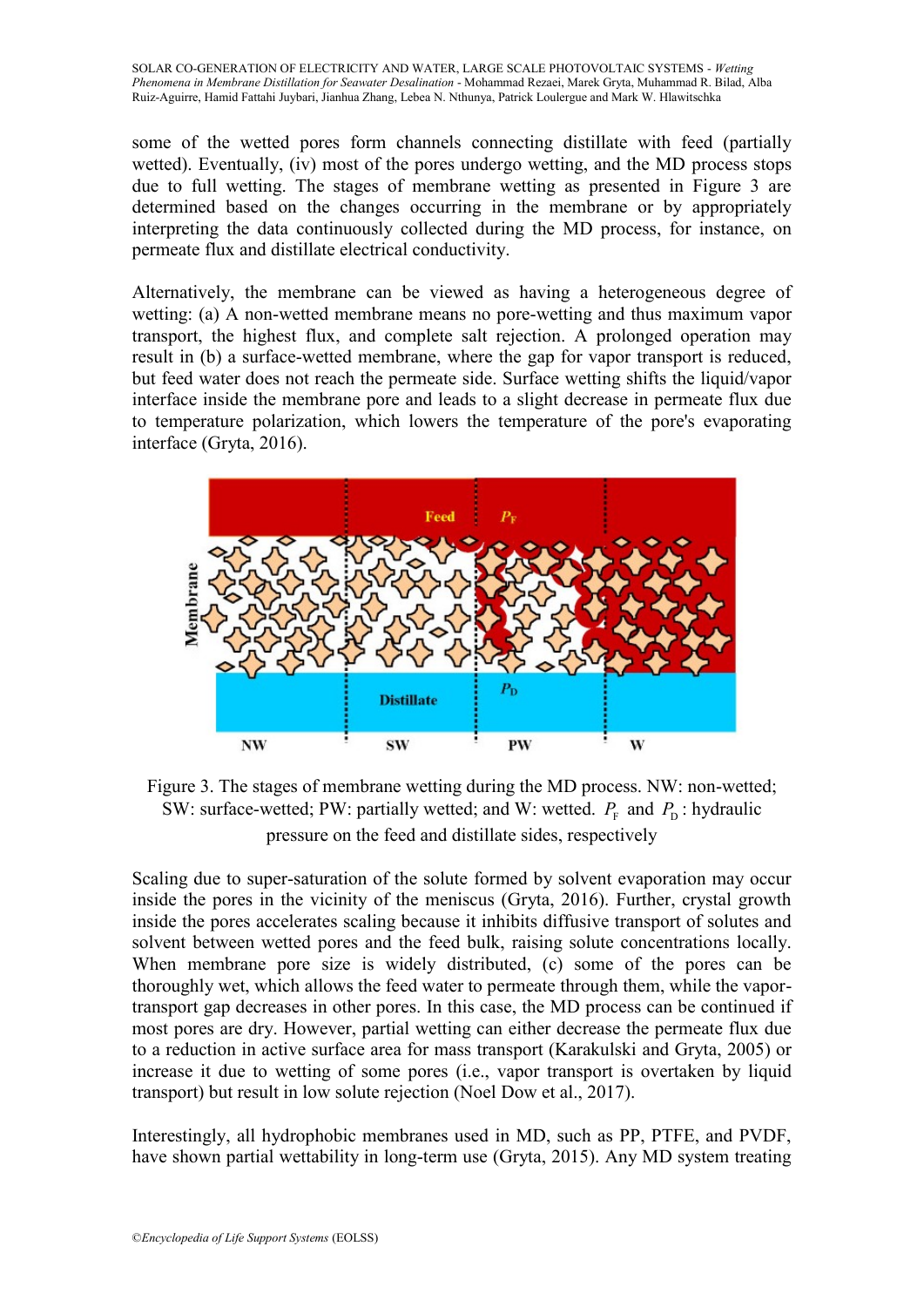some of the wetted pores form channels connecting distillate with feed (partially wetted). Eventually, (iv) most of the pores undergo wetting, and the MD process stops due to full wetting. The stages of membrane wetting as presented in Figure 3 are determined based on the changes occurring in the membrane or by appropriately interpreting the data continuously collected during the MD process, for instance, on permeate flux and distillate electrical conductivity.

Alternatively, the membrane can be viewed as having a heterogeneous degree of wetting: (a) A non-wetted membrane means no pore-wetting and thus maximum vapor transport, the highest flux, and complete salt rejection. A prolonged operation may result in (b) a surface-wetted membrane, where the gap for vapor transport is reduced, but feed water does not reach the permeate side. Surface wetting shifts the liquid/vapor interface inside the membrane pore and leads to a slight decrease in permeate flux due to temperature polarization, which lowers the temperature of the pore's evaporating interface (Gryta, 2016).

Figure 3. The stages of membrane wetting during the MD process. NW: non-wetted; SW: surface-wetted; PW: partially wetted; and W: wetted. $P_F$ and $P_D$: hydraulic pressure on the feed and distillate sides, respectively

Scaling due to super-saturation of the solute formed by solvent evaporation may occur inside the pores in the vicinity of the meniscus (Gryta, 2016). Further, crystal growth inside the pores accelerates scaling because it inhibits diffusive transport of solutes and solvent between wetted pores and the feed bulk, raising solute concentrations locally. When membrane pore size is widely distributed, (c) some of the pores can be thoroughly wet, which allows the feed water to permeate through them, while the vapor-transport gap decreases in other pores. In this case, the MD process can be continued if most pores are dry. However, partial wetting can either decrease the permeate flux due to a reduction in active surface area for mass transport (Karakulski and Gryta, 2005) or increase it due to wetting of some pores (i.e., vapor transport is overtaken by liquid transport) but result in low solute rejection (Noel Dow et al., 2017).

Interestingly, all hydrophobic membranes used in MD, such as PP, PTFE, and PVDF, have shown partial wettability in long-term use (Gryta, 2015). Any MD system treating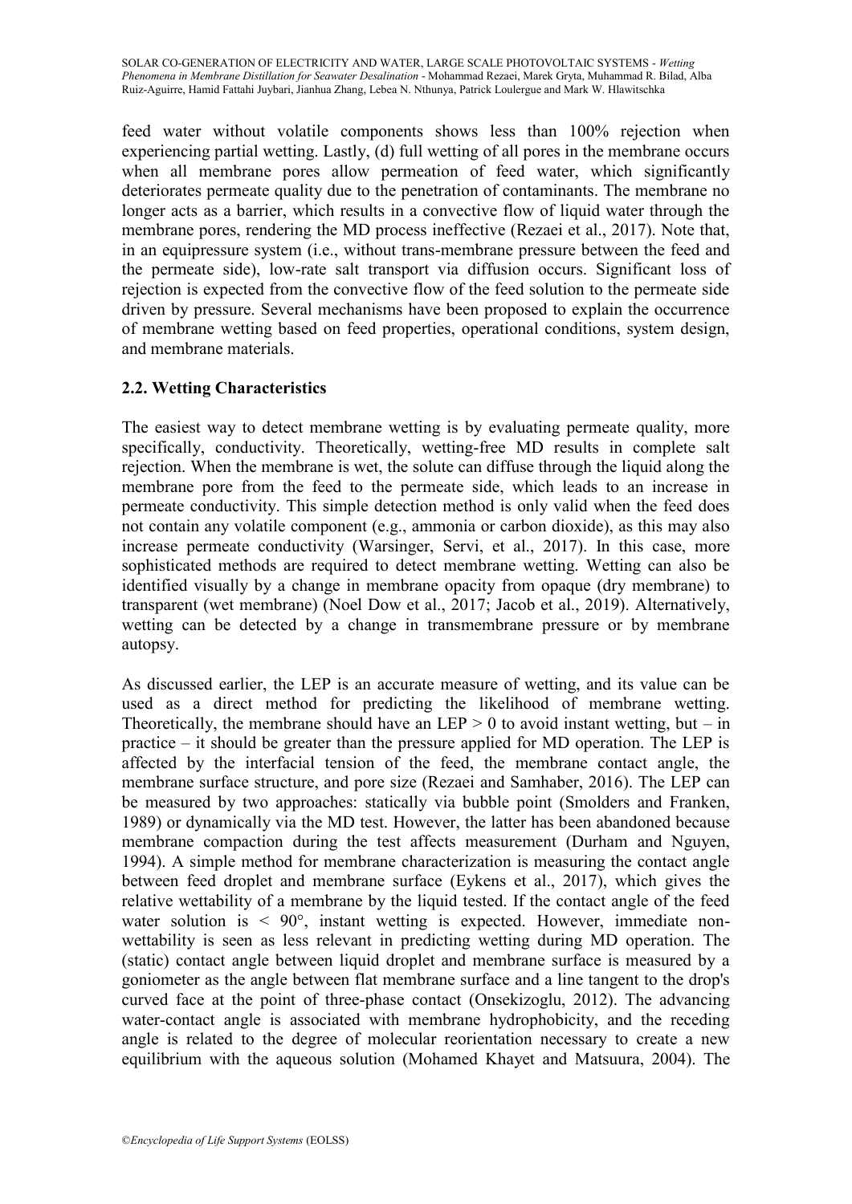feed water without volatile components shows less than 100% rejection when experiencing partial wetting. Lastly, (d) full wetting of all pores in the membrane occurs when all membrane pores allow permeation of feed water, which significantly deteriorates permeate quality due to the penetration of contaminants. The membrane no longer acts as a barrier, which results in a convective flow of liquid water through the membrane pores, rendering the MD process ineffective (Rezaei et al., 2017). Note that, in an equipressure system (i.e., without trans-membrane pressure between the feed and the permeate side), low-rate salt transport via diffusion occurs. Significant loss of rejection is expected from the convective flow of the feed solution to the permeate side driven by pressure. Several mechanisms have been proposed to explain the occurrence of membrane wetting based on feed properties, operational conditions, system design, and membrane materials.

## 2.2. Wetting Characteristics

The easiest way to detect membrane wetting is by evaluating permeate quality, more specifically, conductivity. Theoretically, wetting-free MD results in complete salt rejection. When the membrane is wet, the solute can diffuse through the liquid along the membrane pore from the feed to the permeate side, which leads to an increase in permeate conductivity. This simple detection method is only valid when the feed does not contain any volatile component (e.g., ammonia or carbon dioxide), as this may also increase permeate conductivity (Warsinger, Servi, et al., 2017). In this case, more sophisticated methods are required to detect membrane wetting. Wetting can also be identified visually by a change in membrane opacity from opaque (dry membrane) to transparent (wet membrane) (Noel Dow et al., 2017; Jacob et al., 2019). Alternatively, wetting can be detected by a change in transmembrane pressure or by membrane autopsy.

As discussed earlier, the LEP is an accurate measure of wetting, and its value can be used as a direct method for predicting the likelihood of membrane wetting. Theoretically, the membrane should have an LEP $> 0$ to avoid instant wetting, but – in practice – it should be greater than the pressure applied for MD operation. The LEP is affected by the interfacial tension of the feed, the membrane contact angle, the membrane surface structure, and pore size (Rezaei and Samhaber, 2016). The LEP can be measured by two approaches: statically via bubble point (Smolders and Franken, 1989) or dynamically via the MD test. However, the latter has been abandoned because membrane compaction during the test affects measurement (Durham and Nguyen, 1994). A simple method for membrane characterization is measuring the contact angle between feed droplet and membrane surface (Eykens et al., 2017), which gives the relative wettability of a membrane by the liquid tested. If the contact angle of the feed water solution is $< 90°$, instant wetting is expected. However, immediate non-wettability is seen as less relevant in predicting wetting during MD operation. The (static) contact angle between liquid droplet and membrane surface is measured by a goniometer as the angle between flat membrane surface and a line tangent to the drop's curved face at the point of three-phase contact (Onsekizoglu, 2012). The advancing water-contact angle is associated with membrane hydrophobicity, and the receding angle is related to the degree of molecular reorientation necessary to create a new equilibrium with the aqueous solution (Mohamed Khayet and Matsuura, 2004). The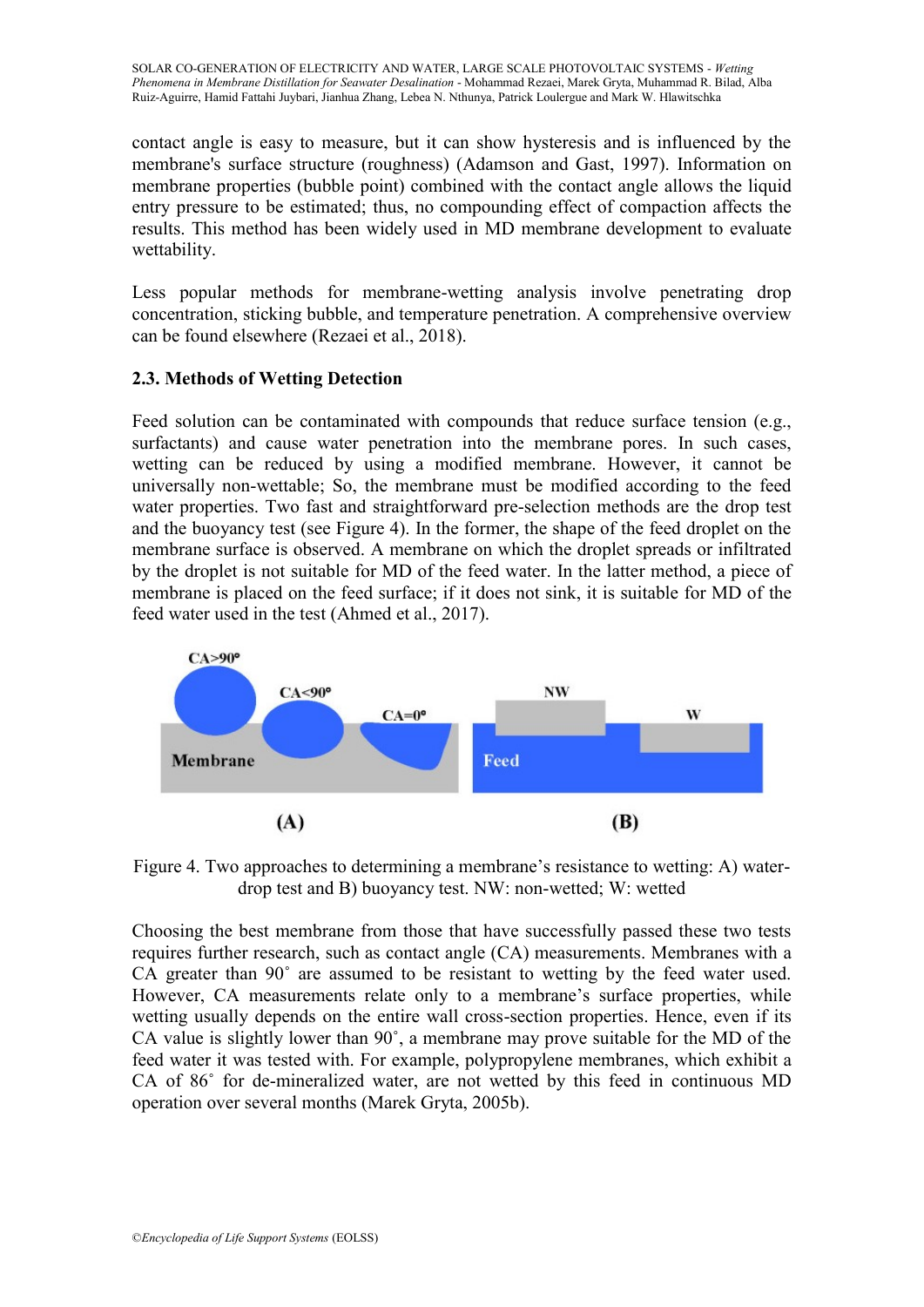contact angle is easy to measure, but it can show hysteresis and is influenced by the membrane's surface structure (roughness) (Adamson and Gast, 1997). Information on membrane properties (bubble point) combined with the contact angle allows the liquid entry pressure to be estimated; thus, no compounding effect of compaction affects the results. This method has been widely used in MD membrane development to evaluate wettability.

Less popular methods for membrane-wetting analysis involve penetrating drop concentration, sticking bubble, and temperature penetration. A comprehensive overview can be found elsewhere (Rezaei et al., 2018).

### 2.3. Methods of Wetting Detection

Feed solution can be contaminated with compounds that reduce surface tension (e.g., surfactants) and cause water penetration into the membrane pores. In such cases, wetting can be reduced by using a modified membrane. However, it cannot be universally non-wettable; So, the membrane must be modified according to the feed water properties. Two fast and straightforward pre-selection methods are the drop test and the buoyancy test (see Figure 4). In the former, the shape of the feed droplet on the membrane surface is observed. A membrane on which the droplet spreads or infiltrated by the droplet is not suitable for MD of the feed water. In the latter method, a piece of membrane is placed on the feed surface; if it does not sink, it is suitable for MD of the feed water used in the test (Ahmed et al., 2017).

Figure 4. Two approaches to determining a membrane's resistance to wetting: A) water-drop test and B) buoyancy test. NW: non-wetted; W: wetted

Choosing the best membrane from those that have successfully passed these two tests requires further research, such as contact angle (CA) measurements. Membranes with a CA greater than 90˚ are assumed to be resistant to wetting by the feed water used. However, CA measurements relate only to a membrane's surface properties, while wetting usually depends on the entire wall cross-section properties. Hence, even if its CA value is slightly lower than 90˚, a membrane may prove suitable for the MD of the feed water it was tested with. For example, polypropylene membranes, which exhibit a CA of 86˚ for de-mineralized water, are not wetted by this feed in continuous MD operation over several months (Marek Gryta, 2005b).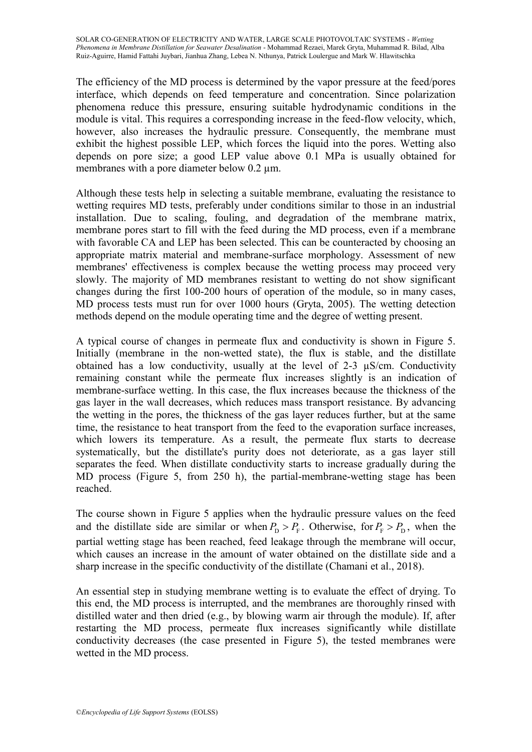The efficiency of the MD process is determined by the vapor pressure at the feed/pores interface, which depends on feed temperature and concentration. Since polarization phenomena reduce this pressure, ensuring suitable hydrodynamic conditions in the module is vital. This requires a corresponding increase in the feed-flow velocity, which, however, also increases the hydraulic pressure. Consequently, the membrane must exhibit the highest possible LEP, which forces the liquid into the pores. Wetting also depends on pore size; a good LEP value above 0.1 MPa is usually obtained for membranes with a pore diameter below 0.2 µm.

Although these tests help in selecting a suitable membrane, evaluating the resistance to wetting requires MD tests, preferably under conditions similar to those in an industrial installation. Due to scaling, fouling, and degradation of the membrane matrix, membrane pores start to fill with the feed during the MD process, even if a membrane with favorable CA and LEP has been selected. This can be counteracted by choosing an appropriate matrix material and membrane-surface morphology. Assessment of new membranes' effectiveness is complex because the wetting process may proceed very slowly. The majority of MD membranes resistant to wetting do not show significant changes during the first 100-200 hours of operation of the module, so in many cases, MD process tests must run for over 1000 hours (Gryta, 2005). The wetting detection methods depend on the module operating time and the degree of wetting present.

A typical course of changes in permeate flux and conductivity is shown in Figure 5. Initially (membrane in the non-wetted state), the flux is stable, and the distillate obtained has a low conductivity, usually at the level of 2-3 µS/cm. Conductivity remaining constant while the permeate flux increases slightly is an indication of membrane-surface wetting. In this case, the flux increases because the thickness of the gas layer in the wall decreases, which reduces mass transport resistance. By advancing the wetting in the pores, the thickness of the gas layer reduces further, but at the same time, the resistance to heat transport from the feed to the evaporation surface increases, which lowers its temperature. As a result, the permeate flux starts to decrease systematically, but the distillate's purity does not deteriorate, as a gas layer still separates the feed. When distillate conductivity starts to increase gradually during the MD process (Figure 5, from 250 h), the partial-membrane-wetting stage has been reached.

The course shown in Figure 5 applies when the hydraulic pressure values on the feed and the distillate side are similar or when $P_D > P_F$. Otherwise, for $P_F > P_D$, when the partial wetting stage has been reached, feed leakage through the membrane will occur, which causes an increase in the amount of water obtained on the distillate side and a sharp increase in the specific conductivity of the distillate (Chamani et al., 2018).

An essential step in studying membrane wetting is to evaluate the effect of drying. To this end, the MD process is interrupted, and the membranes are thoroughly rinsed with distilled water and then dried (e.g., by blowing warm air through the module). If, after restarting the MD process, permeate flux increases significantly while distillate conductivity decreases (the case presented in Figure 5), the tested membranes were wetted in the MD process.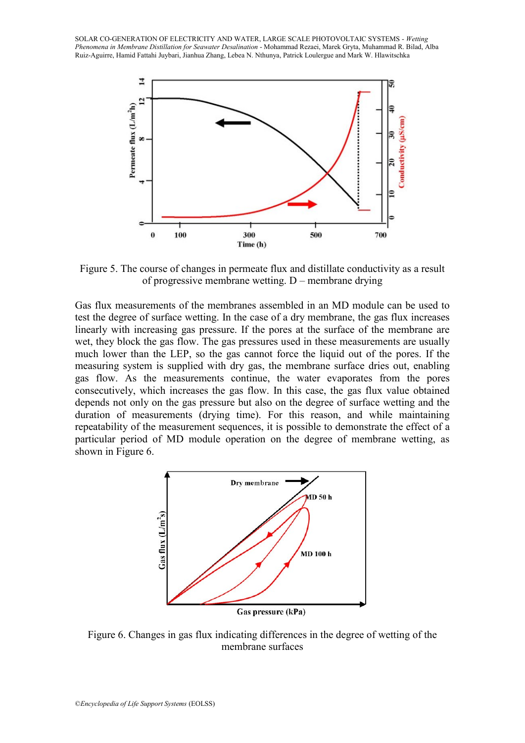Figure 5. The course of changes in permeate flux and distillate conductivity as a result of progressive membrane wetting. D – membrane drying

Gas flux measurements of the membranes assembled in an MD module can be used to test the degree of surface wetting. In the case of a dry membrane, the gas flux increases linearly with increasing gas pressure. If the pores at the surface of the membrane are wet, they block the gas flow. The gas pressures used in these measurements are usually much lower than the LEP, so the gas cannot force the liquid out of the pores. If the measuring system is supplied with dry gas, the membrane surface dries out, enabling gas flow. As the measurements continue, the water evaporates from the pores consecutively, which increases the gas flow. In this case, the gas flux value obtained depends not only on the gas pressure but also on the degree of surface wetting and the duration of measurements (drying time). For this reason, and while maintaining repeatability of the measurement sequences, it is possible to demonstrate the effect of a particular period of MD module operation on the degree of membrane wetting, as shown in Figure 6.

Figure 6. Changes in gas flux indicating differences in the degree of wetting of the membrane surfaces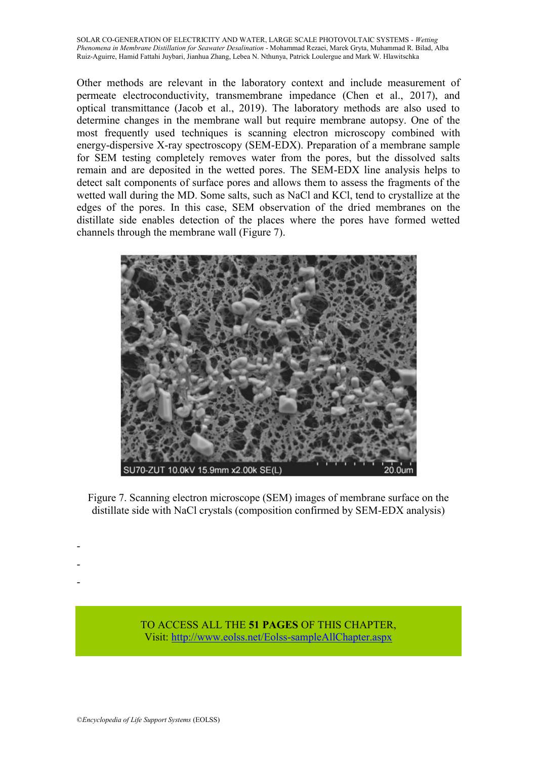Other methods are relevant in the laboratory context and include measurement of permeate electroconductivity, transmembrane impedance (Chen et al., 2017), and optical transmittance (Jacob et al., 2019). The laboratory methods are also used to determine changes in the membrane wall but require membrane autopsy. One of the most frequently used techniques is scanning electron microscopy combined with energy-dispersive X-ray spectroscopy (SEM-EDX). Preparation of a membrane sample for SEM testing completely removes water from the pores, but the dissolved salts remain and are deposited in the wetted pores. The SEM-EDX line analysis helps to detect salt components of surface pores and allows them to assess the fragments of the wetted wall during the MD. Some salts, such as NaCl and KCl, tend to crystallize at the edges of the pores. In this case, SEM observation of the dried membranes on the distillate side enables detection of the places where the pores have formed wetted channels through the membrane wall (Figure 7).

Figure 7. Scanning electron microscope (SEM) images of membrane surface on the distillate side with NaCl crystals (composition confirmed by SEM-EDX analysis)

-
-
-

TO ACCESS ALL THE **51 PAGES** OF THIS CHAPTER,
Visit: http://www.eolss.net/Eolss-sampleAllChapter.aspx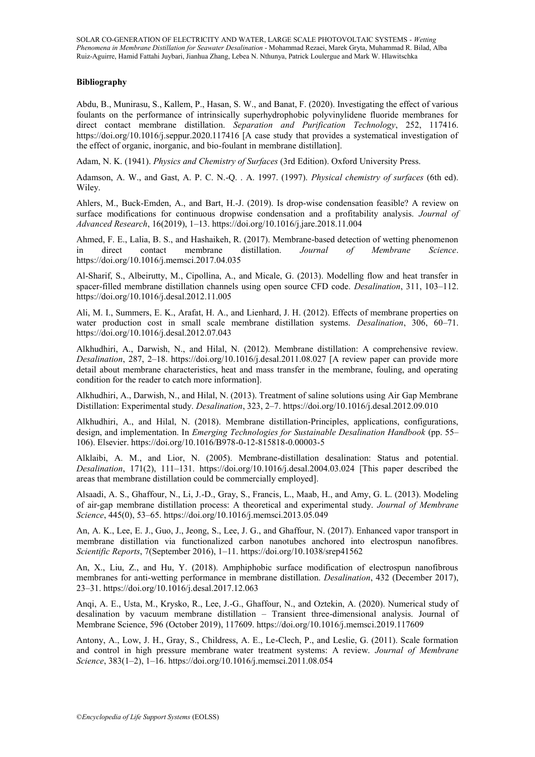## Bibliography

Abdu, B., Munirasu, S., Kallem, P., Hasan, S. W., and Banat, F. (2020). Investigating the effect of various foulants on the performance of intrinsically superhydrophobic polyvinylidene fluoride membranes for direct contact membrane distillation. *Separation and Purification Technology*, 252, 117416. https://doi.org/10.1016/j.seppur.2020.117416 [A case study that provides a systematical investigation of the effect of organic, inorganic, and bio-foulant in membrane distillation].

Adam, N. K. (1941). *Physics and Chemistry of Surfaces* (3rd Edition). Oxford University Press.

Adamson, A. W., and Gast, A. P. C. N.-Q. . A. 1997. (1997). *Physical chemistry of surfaces* (6th ed). Wiley.

Ahlers, M., Buck-Emden, A., and Bart, H.-J. (2019). Is drop-wise condensation feasible? A review on surface modifications for continuous dropwise condensation and a profitability analysis. *Journal of Advanced Research*, 16(2019), 1–13. https://doi.org/10.1016/j.jare.2018.11.004

Ahmed, F. E., Lalia, B. S., and Hashaikeh, R. (2017). Membrane-based detection of wetting phenomenon in direct contact membrane distillation. *Journal of Membrane Science*. https://doi.org/10.1016/j.memsci.2017.04.035

Al-Sharif, S., Albeirutty, M., Cipollina, A., and Micale, G. (2013). Modelling flow and heat transfer in spacer-filled membrane distillation channels using open source CFD code. *Desalination*, 311, 103–112. https://doi.org/10.1016/j.desal.2012.11.005

Ali, M. I., Summers, E. K., Arafat, H. A., and Lienhard, J. H. (2012). Effects of membrane properties on water production cost in small scale membrane distillation systems. *Desalination*, 306, 60–71. https://doi.org/10.1016/j.desal.2012.07.043

Alkhudhiri, A., Darwish, N., and Hilal, N. (2012). Membrane distillation: A comprehensive review. *Desalination*, 287, 2–18. https://doi.org/10.1016/j.desal.2011.08.027 [A review paper can provide more detail about membrane characteristics, heat and mass transfer in the membrane, fouling, and operating condition for the reader to catch more information].

Alkhudhiri, A., Darwish, N., and Hilal, N. (2013). Treatment of saline solutions using Air Gap Membrane Distillation: Experimental study. *Desalination*, 323, 2–7. https://doi.org/10.1016/j.desal.2012.09.010

Alkhudhiri, A., and Hilal, N. (2018). Membrane distillation-Principles, applications, configurations, design, and implementation. In *Emerging Technologies for Sustainable Desalination Handbook* (pp. 55–106). Elsevier. https://doi.org/10.1016/B978-0-12-815818-0.00003-5

Alklaibi, A. M., and Lior, N. (2005). Membrane-distillation desalination: Status and potential. *Desalination*, 171(2), 111–131. https://doi.org/10.1016/j.desal.2004.03.024 [This paper described the areas that membrane distillation could be commercially employed].

Alsaadi, A. S., Ghaffour, N., Li, J.-D., Gray, S., Francis, L., Maab, H., and Amy, G. L. (2013). Modeling of air-gap membrane distillation process: A theoretical and experimental study. *Journal of Membrane Science*, 445(0), 53–65. https://doi.org/10.1016/j.memsci.2013.05.049

An, A. K., Lee, E. J., Guo, J., Jeong, S., Lee, J. G., and Ghaffour, N. (2017). Enhanced vapor transport in membrane distillation via functionalized carbon nanotubes anchored into electrospun nanofibres. *Scientific Reports*, 7(September 2016), 1–11. https://doi.org/10.1038/srep41562

An, X., Liu, Z., and Hu, Y. (2018). Amphiphobic surface modification of electrospun nanofibrous membranes for anti-wetting performance in membrane distillation. *Desalination*, 432 (December 2017), 23–31. https://doi.org/10.1016/j.desal.2017.12.063

Anqi, A. E., Usta, M., Krysko, R., Lee, J.-G., Ghaffour, N., and Oztekin, A. (2020). Numerical study of desalination by vacuum membrane distillation – Transient three-dimensional analysis. Journal of Membrane Science, 596 (October 2019), 117609. https://doi.org/10.1016/j.memsci.2019.117609

Antony, A., Low, J. H., Gray, S., Childress, A. E., Le-Clech, P., and Leslie, G. (2011). Scale formation and control in high pressure membrane water treatment systems: A review. *Journal of Membrane Science*, 383(1–2), 1–16. https://doi.org/10.1016/j.memsci.2011.08.054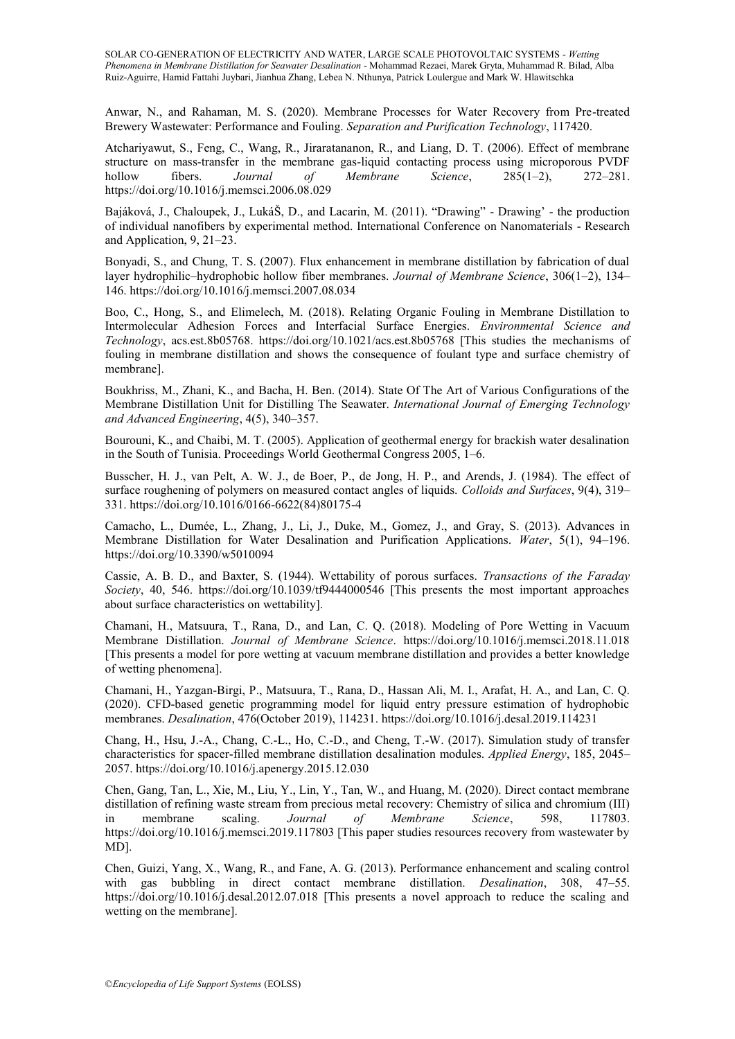Anwar, N., and Rahaman, M. S. (2020). Membrane Processes for Water Recovery from Pre-treated Brewery Wastewater: Performance and Fouling. *Separation and Purification Technology*, 117420.

Atchariyawut, S., Feng, C., Wang, R., Jiraratananon, R., and Liang, D. T. (2006). Effect of membrane structure on mass-transfer in the membrane gas-liquid contacting process using microporous PVDF hollow fibers. *Journal of Membrane Science*, 285(1–2), 272–281. https://doi.org/10.1016/j.memsci.2006.08.029

Bajáková, J., Chaloupek, J., LukáŠ, D., and Lacarin, M. (2011). "Drawing" - Drawing' - the production of individual nanofibers by experimental method. International Conference on Nanomaterials - Research and Application, 9, 21–23.

Bonyadi, S., and Chung, T. S. (2007). Flux enhancement in membrane distillation by fabrication of dual layer hydrophilic–hydrophobic hollow fiber membranes. *Journal of Membrane Science*, 306(1–2), 134–146. https://doi.org/10.1016/j.memsci.2007.08.034

Boo, C., Hong, S., and Elimelech, M. (2018). Relating Organic Fouling in Membrane Distillation to Intermolecular Adhesion Forces and Interfacial Surface Energies. *Environmental Science and Technology*, acs.est.8b05768. https://doi.org/10.1021/acs.est.8b05768 [This studies the mechanisms of fouling in membrane distillation and shows the consequence of foulant type and surface chemistry of membrane].

Boukhriss, M., Zhani, K., and Bacha, H. Ben. (2014). State Of The Art of Various Configurations of the Membrane Distillation Unit for Distilling The Seawater. *International Journal of Emerging Technology and Advanced Engineering*, 4(5), 340–357.

Bourouni, K., and Chaibi, M. T. (2005). Application of geothermal energy for brackish water desalination in the South of Tunisia. Proceedings World Geothermal Congress 2005, 1–6.

Busscher, H. J., van Pelt, A. W. J., de Boer, P., de Jong, H. P., and Arends, J. (1984). The effect of surface roughening of polymers on measured contact angles of liquids. *Colloids and Surfaces*, 9(4), 319–331. https://doi.org/10.1016/0166-6622(84)80175-4

Camacho, L., Dumée, L., Zhang, J., Li, J., Duke, M., Gomez, J., and Gray, S. (2013). Advances in Membrane Distillation for Water Desalination and Purification Applications. *Water*, 5(1), 94–196. https://doi.org/10.3390/w5010094

Cassie, A. B. D., and Baxter, S. (1944). Wettability of porous surfaces. *Transactions of the Faraday Society*, 40, 546. https://doi.org/10.1039/tf9444000546 [This presents the most important approaches about surface characteristics on wettability].

Chamani, H., Matsuura, T., Rana, D., and Lan, C. Q. (2018). Modeling of Pore Wetting in Vacuum Membrane Distillation. *Journal of Membrane Science*. https://doi.org/10.1016/j.memsci.2018.11.018 [This presents a model for pore wetting at vacuum membrane distillation and provides a better knowledge of wetting phenomena].

Chamani, H., Yazgan-Birgi, P., Matsuura, T., Rana, D., Hassan Ali, M. I., Arafat, H. A., and Lan, C. Q. (2020). CFD-based genetic programming model for liquid entry pressure estimation of hydrophobic membranes. *Desalination*, 476(October 2019), 114231. https://doi.org/10.1016/j.desal.2019.114231

Chang, H., Hsu, J.-A., Chang, C.-L., Ho, C.-D., and Cheng, T.-W. (2017). Simulation study of transfer characteristics for spacer-filled membrane distillation desalination modules. *Applied Energy*, 185, 2045–2057. https://doi.org/10.1016/j.apenergy.2015.12.030

Chen, Gang, Tan, L., Xie, M., Liu, Y., Lin, Y., Tan, W., and Huang, M. (2020). Direct contact membrane distillation of refining waste stream from precious metal recovery: Chemistry of silica and chromium (III) in membrane scaling. *Journal of Membrane Science*, 598, 117803. https://doi.org/10.1016/j.memsci.2019.117803 [This paper studies resources recovery from wastewater by MD].

Chen, Guizi, Yang, X., Wang, R., and Fane, A. G. (2013). Performance enhancement and scaling control with gas bubbling in direct contact membrane distillation. *Desalination*, 308, 47–55. https://doi.org/10.1016/j.desal.2012.07.018 [This presents a novel approach to reduce the scaling and wetting on the membrane].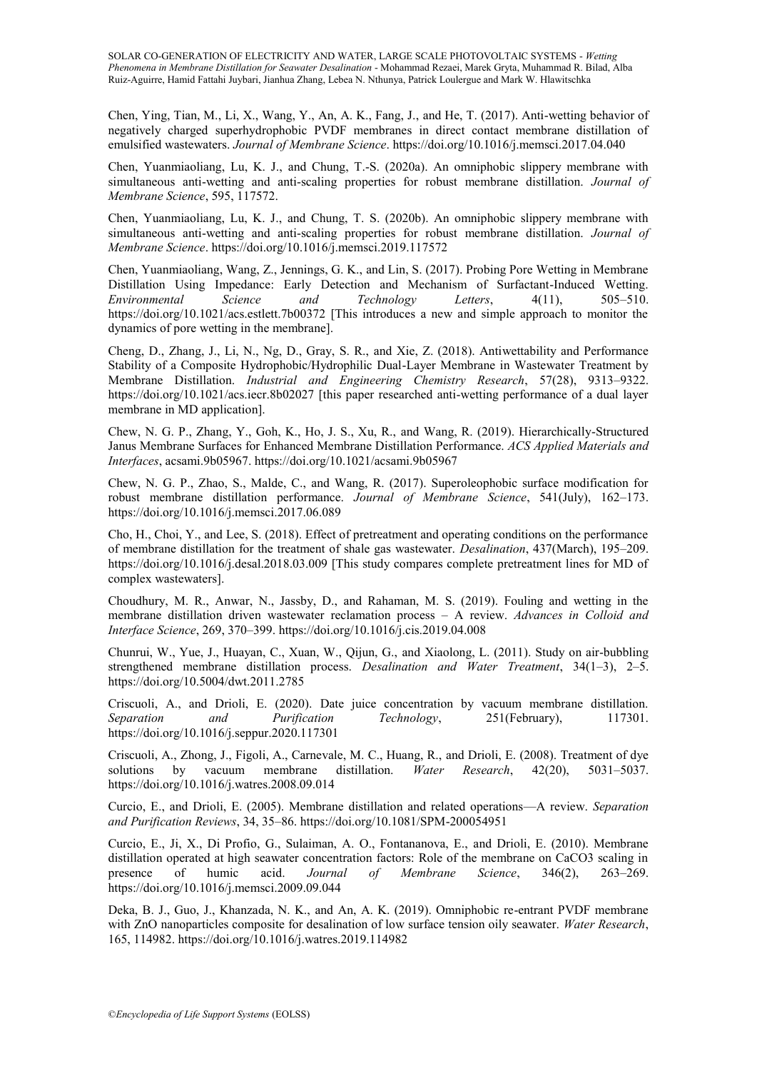Chen, Ying, Tian, M., Li, X., Wang, Y., An, A. K., Fang, J., and He, T. (2017). Anti-wetting behavior of negatively charged superhydrophobic PVDF membranes in direct contact membrane distillation of emulsified wastewaters. *Journal of Membrane Science*. https://doi.org/10.1016/j.memsci.2017.04.040

Chen, Yuanmiaoliang, Lu, K. J., and Chung, T.-S. (2020a). An omniphobic slippery membrane with simultaneous anti-wetting and anti-scaling properties for robust membrane distillation. *Journal of Membrane Science*, 595, 117572.

Chen, Yuanmiaoliang, Lu, K. J., and Chung, T. S. (2020b). An omniphobic slippery membrane with simultaneous anti-wetting and anti-scaling properties for robust membrane distillation. *Journal of Membrane Science*. https://doi.org/10.1016/j.memsci.2019.117572

Chen, Yuanmiaoliang, Wang, Z., Jennings, G. K., and Lin, S. (2017). Probing Pore Wetting in Membrane Distillation Using Impedance: Early Detection and Mechanism of Surfactant-Induced Wetting. *Environmental Science and Technology Letters*, 4(11), 505–510. https://doi.org/10.1021/acs.estlett.7b00372 [This introduces a new and simple approach to monitor the dynamics of pore wetting in the membrane].

Cheng, D., Zhang, J., Li, N., Ng, D., Gray, S. R., and Xie, Z. (2018). Antiwettability and Performance Stability of a Composite Hydrophobic/Hydrophilic Dual-Layer Membrane in Wastewater Treatment by Membrane Distillation. *Industrial and Engineering Chemistry Research*, 57(28), 9313–9322. https://doi.org/10.1021/acs.iecr.8b02027 [this paper researched anti-wetting performance of a dual layer membrane in MD application].

Chew, N. G. P., Zhang, Y., Goh, K., Ho, J. S., Xu, R., and Wang, R. (2019). Hierarchically-Structured Janus Membrane Surfaces for Enhanced Membrane Distillation Performance. *ACS Applied Materials and Interfaces*, acsami.9b05967. https://doi.org/10.1021/acsami.9b05967

Chew, N. G. P., Zhao, S., Malde, C., and Wang, R. (2017). Superoleophobic surface modification for robust membrane distillation performance. *Journal of Membrane Science*, 541(July), 162–173. https://doi.org/10.1016/j.memsci.2017.06.089

Cho, H., Choi, Y., and Lee, S. (2018). Effect of pretreatment and operating conditions on the performance of membrane distillation for the treatment of shale gas wastewater. *Desalination*, 437(March), 195–209. https://doi.org/10.1016/j.desal.2018.03.009 [This study compares complete pretreatment lines for MD of complex wastewaters].

Choudhury, M. R., Anwar, N., Jassby, D., and Rahaman, M. S. (2019). Fouling and wetting in the membrane distillation driven wastewater reclamation process – A review. *Advances in Colloid and Interface Science*, 269, 370–399. https://doi.org/10.1016/j.cis.2019.04.008

Chunrui, W., Yue, J., Huayan, C., Xuan, W., Qijun, G., and Xiaolong, L. (2011). Study on air-bubbling strengthened membrane distillation process. *Desalination and Water Treatment*, 34(1–3), 2–5. https://doi.org/10.5004/dwt.2011.2785

Criscuoli, A., and Drioli, E. (2020). Date juice concentration by vacuum membrane distillation. *Separation and Purification Technology*, 251(February), 117301. https://doi.org/10.1016/j.seppur.2020.117301

Criscuoli, A., Zhong, J., Figoli, A., Carnevale, M. C., Huang, R., and Drioli, E. (2008). Treatment of dye solutions by vacuum membrane distillation. *Water Research*, 42(20), 5031–5037. https://doi.org/10.1016/j.watres.2008.09.014

Curcio, E., and Drioli, E. (2005). Membrane distillation and related operations—A review. *Separation and Purification Reviews*, 34, 35–86. https://doi.org/10.1081/SPM-200054951

Curcio, E., Ji, X., Di Profio, G., Sulaiman, A. O., Fontananova, E., and Drioli, E. (2010). Membrane distillation operated at high seawater concentration factors: Role of the membrane on $CaCO_3$ scaling in presence of humic acid. *Journal of Membrane Science*, 346(2), 263–269. https://doi.org/10.1016/j.memsci.2009.09.044

Deka, B. J., Guo, J., Khanzada, N. K., and An, A. K. (2019). Omniphobic re-entrant PVDF membrane with ZnO nanoparticles composite for desalination of low surface tension oily seawater. *Water Research*, 165, 114982. https://doi.org/10.1016/j.watres.2019.114982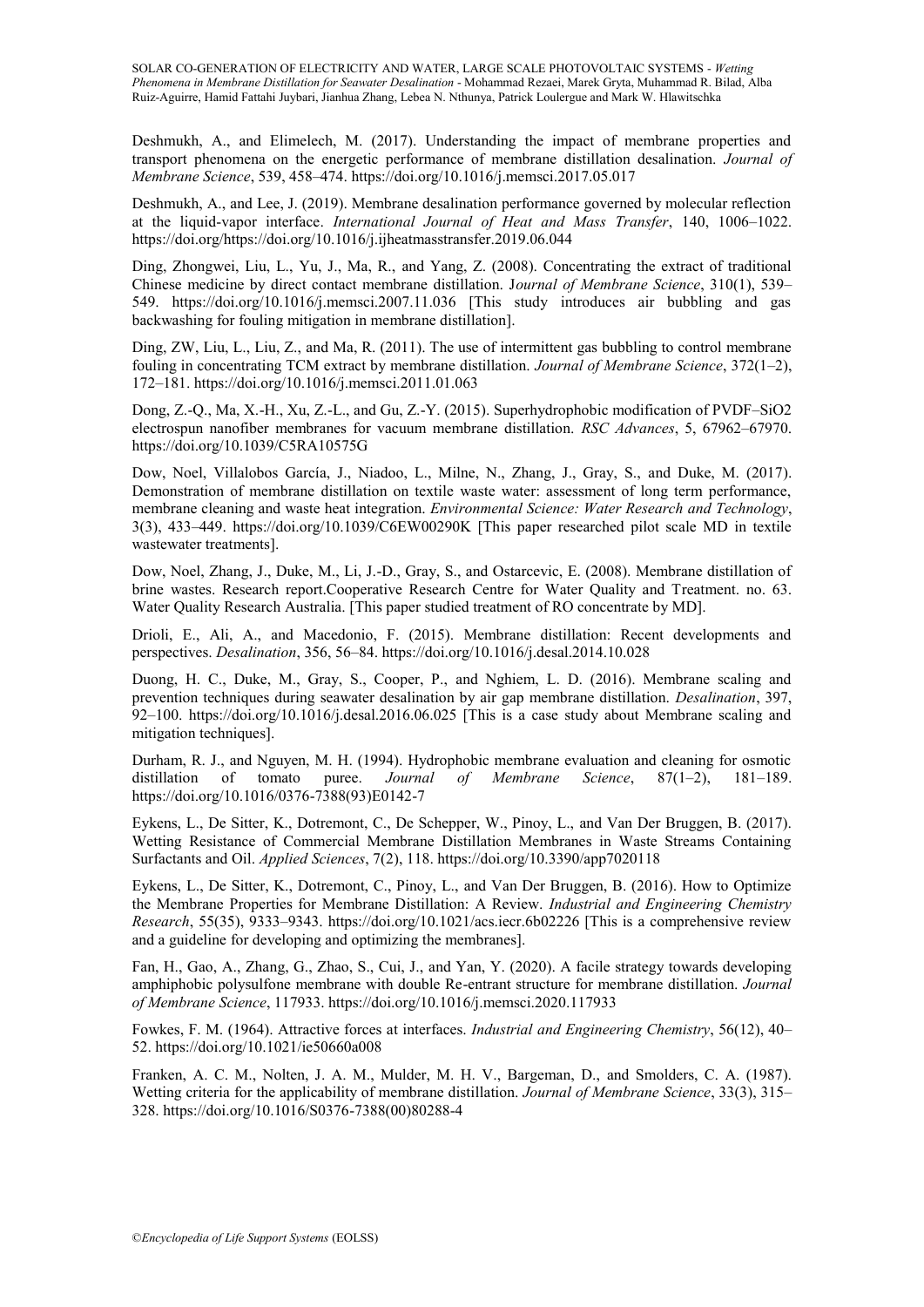Deshmukh, A., and Elimelech, M. (2017). Understanding the impact of membrane properties and transport phenomena on the energetic performance of membrane distillation desalination. *Journal of Membrane Science*, 539, 458–474. https://doi.org/10.1016/j.memsci.2017.05.017

Deshmukh, A., and Lee, J. (2019). Membrane desalination performance governed by molecular reflection at the liquid-vapor interface. *International Journal of Heat and Mass Transfer*, 140, 1006–1022. https://doi.org/https://doi.org/10.1016/j.ijheatmasstransfer.2019.06.044

Ding, Zhongwei, Liu, L., Yu, J., Ma, R., and Yang, Z. (2008). Concentrating the extract of traditional Chinese medicine by direct contact membrane distillation. J*ournal of Membrane Science*, 310(1), 539–549. https://doi.org/10.1016/j.memsci.2007.11.036 [This study introduces air bubbling and gas backwashing for fouling mitigation in membrane distillation].

Ding, ZW, Liu, L., Liu, Z., and Ma, R. (2011). The use of intermittent gas bubbling to control membrane fouling in concentrating TCM extract by membrane distillation. *Journal of Membrane Science*, 372(1–2), 172–181. https://doi.org/10.1016/j.memsci.2011.01.063

Dong, Z.-Q., Ma, X.-H., Xu, Z.-L., and Gu, Z.-Y. (2015). Superhydrophobic modification of PVDF–SiO2 electrospun nanofiber membranes for vacuum membrane distillation. *RSC Advances*, 5, 67962–67970. https://doi.org/10.1039/C5RA10575G

Dow, Noel, Villalobos García, J., Niadoo, L., Milne, N., Zhang, J., Gray, S., and Duke, M. (2017). Demonstration of membrane distillation on textile waste water: assessment of long term performance, membrane cleaning and waste heat integration. *Environmental Science: Water Research and Technology*, 3(3), 433–449. https://doi.org/10.1039/C6EW00290K [This paper researched pilot scale MD in textile wastewater treatments].

Dow, Noel, Zhang, J., Duke, M., Li, J.-D., Gray, S., and Ostarcevic, E. (2008). Membrane distillation of brine wastes. Research report.Cooperative Research Centre for Water Quality and Treatment. no. 63. Water Quality Research Australia. [This paper studied treatment of RO concentrate by MD].

Drioli, E., Ali, A., and Macedonio, F. (2015). Membrane distillation: Recent developments and perspectives. *Desalination*, 356, 56–84. https://doi.org/10.1016/j.desal.2014.10.028

Duong, H. C., Duke, M., Gray, S., Cooper, P., and Nghiem, L. D. (2016). Membrane scaling and prevention techniques during seawater desalination by air gap membrane distillation. *Desalination*, 397, 92–100. https://doi.org/10.1016/j.desal.2016.06.025 [This is a case study about Membrane scaling and mitigation techniques].

Durham, R. J., and Nguyen, M. H. (1994). Hydrophobic membrane evaluation and cleaning for osmotic distillation of tomato puree. *Journal of Membrane Science*, 87(1–2), 181–189. https://doi.org/10.1016/0376-7388(93)E0142-7

Eykens, L., De Sitter, K., Dotremont, C., De Schepper, W., Pinoy, L., and Van Der Bruggen, B. (2017). Wetting Resistance of Commercial Membrane Distillation Membranes in Waste Streams Containing Surfactants and Oil. *Applied Sciences*, 7(2), 118. https://doi.org/10.3390/app7020118

Eykens, L., De Sitter, K., Dotremont, C., Pinoy, L., and Van Der Bruggen, B. (2016). How to Optimize the Membrane Properties for Membrane Distillation: A Review. *Industrial and Engineering Chemistry Research*, 55(35), 9333–9343. https://doi.org/10.1021/acs.iecr.6b02226 [This is a comprehensive review and a guideline for developing and optimizing the membranes].

Fan, H., Gao, A., Zhang, G., Zhao, S., Cui, J., and Yan, Y. (2020). A facile strategy towards developing amphiphobic polysulfone membrane with double Re-entrant structure for membrane distillation. *Journal of Membrane Science*, 117933. https://doi.org/10.1016/j.memsci.2020.117933

Fowkes, F. M. (1964). Attractive forces at interfaces. *Industrial and Engineering Chemistry*, 56(12), 40–52. https://doi.org/10.1021/ie50660a008

Franken, A. C. M., Nolten, J. A. M., Mulder, M. H. V., Bargeman, D., and Smolders, C. A. (1987). Wetting criteria for the applicability of membrane distillation. *Journal of Membrane Science*, 33(3), 315–328. https://doi.org/10.1016/S0376-7388(00)80288-4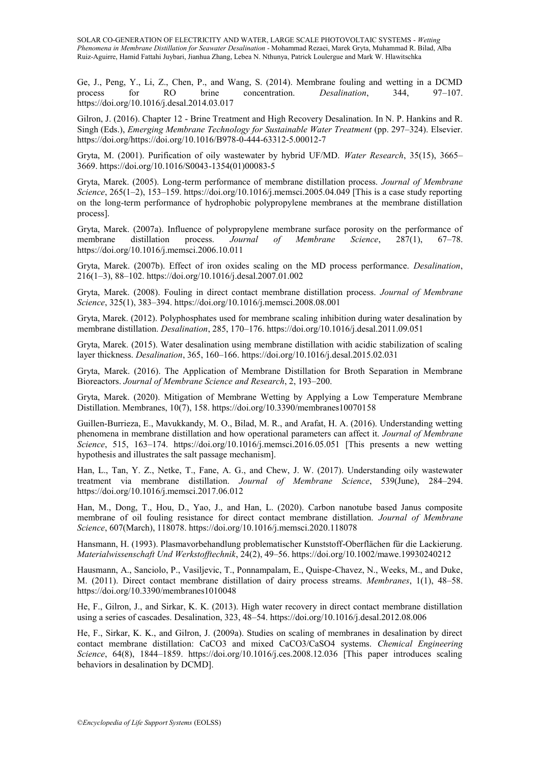Ge, J., Peng, Y., Li, Z., Chen, P., and Wang, S. (2014). Membrane fouling and wetting in a DCMD process for RO brine concentration. *Desalination*, 344, 97–107. https://doi.org/10.1016/j.desal.2014.03.017

Gilron, J. (2016). Chapter 12 - Brine Treatment and High Recovery Desalination. In N. P. Hankins and R. Singh (Eds.), *Emerging Membrane Technology for Sustainable Water Treatment* (pp. 297–324). Elsevier. https://doi.org/https://doi.org/10.1016/B978-0-444-63312-5.00012-7

Gryta, M. (2001). Purification of oily wastewater by hybrid UF/MD. *Water Research*, 35(15), 3665–3669. https://doi.org/10.1016/S0043-1354(01)00083-5

Gryta, Marek. (2005). Long-term performance of membrane distillation process. *Journal of Membrane Science*, 265(1–2), 153–159. https://doi.org/10.1016/j.memsci.2005.04.049 [This is a case study reporting on the long-term performance of hydrophobic polypropylene membranes at the membrane distillation process].

Gryta, Marek. (2007a). Influence of polypropylene membrane surface porosity on the performance of membrane distillation process. *Journal of Membrane Science*, 287(1), 67–78. https://doi.org/10.1016/j.memsci.2006.10.011

Gryta, Marek. (2007b). Effect of iron oxides scaling on the MD process performance. *Desalination*, 216(1–3), 88–102. https://doi.org/10.1016/j.desal.2007.01.002

Gryta, Marek. (2008). Fouling in direct contact membrane distillation process. *Journal of Membrane Science*, 325(1), 383–394. https://doi.org/10.1016/j.memsci.2008.08.001

Gryta, Marek. (2012). Polyphosphates used for membrane scaling inhibition during water desalination by membrane distillation. *Desalination*, 285, 170–176. https://doi.org/10.1016/j.desal.2011.09.051

Gryta, Marek. (2015). Water desalination using membrane distillation with acidic stabilization of scaling layer thickness. *Desalination*, 365, 160–166. https://doi.org/10.1016/j.desal.2015.02.031

Gryta, Marek. (2016). The Application of Membrane Distillation for Broth Separation in Membrane Bioreactors. *Journal of Membrane Science and Research*, 2, 193–200.

Gryta, Marek. (2020). Mitigation of Membrane Wetting by Applying a Low Temperature Membrane Distillation. Membranes, 10(7), 158. https://doi.org/10.3390/membranes10070158

Guillen-Burrieza, E., Mavukkandy, M. O., Bilad, M. R., and Arafat, H. A. (2016). Understanding wetting phenomena in membrane distillation and how operational parameters can affect it. *Journal of Membrane Science*, 515, 163–174. https://doi.org/10.1016/j.memsci.2016.05.051 [This presents a new wetting hypothesis and illustrates the salt passage mechanism].

Han, L., Tan, Y. Z., Netke, T., Fane, A. G., and Chew, J. W. (2017). Understanding oily wastewater treatment via membrane distillation. *Journal of Membrane Science*, 539(June), 284–294. https://doi.org/10.1016/j.memsci.2017.06.012

Han, M., Dong, T., Hou, D., Yao, J., and Han, L. (2020). Carbon nanotube based Janus composite membrane of oil fouling resistance for direct contact membrane distillation. *Journal of Membrane Science*, 607(March), 118078. https://doi.org/10.1016/j.memsci.2020.118078

Hansmann, H. (1993). Plasmavorbehandlung problematischer Kunststoff-Oberflächen für die Lackierung. *Materialwissenschaft Und Werkstofftechnik*, 24(2), 49–56. https://doi.org/10.1002/mawe.19930240212

Hausmann, A., Sanciolo, P., Vasiljevic, T., Ponnampalam, E., Quispe-Chavez, N., Weeks, M., and Duke, M. (2011). Direct contact membrane distillation of dairy process streams. *Membranes*, 1(1), 48–58. https://doi.org/10.3390/membranes1010048

He, F., Gilron, J., and Sirkar, K. K. (2013). High water recovery in direct contact membrane distillation using a series of cascades. Desalination, 323, 48–54. https://doi.org/10.1016/j.desal.2012.08.006

He, F., Sirkar, K. K., and Gilron, J. (2009a). Studies on scaling of membranes in desalination by direct contact membrane distillation: $CaCO_3$ and mixed $CaCO_3/CaSO_4$ systems. *Chemical Engineering Science*, 64(8), 1844–1859. https://doi.org/10.1016/j.ces.2008.12.036 [This paper introduces scaling behaviors in desalination by DCMD].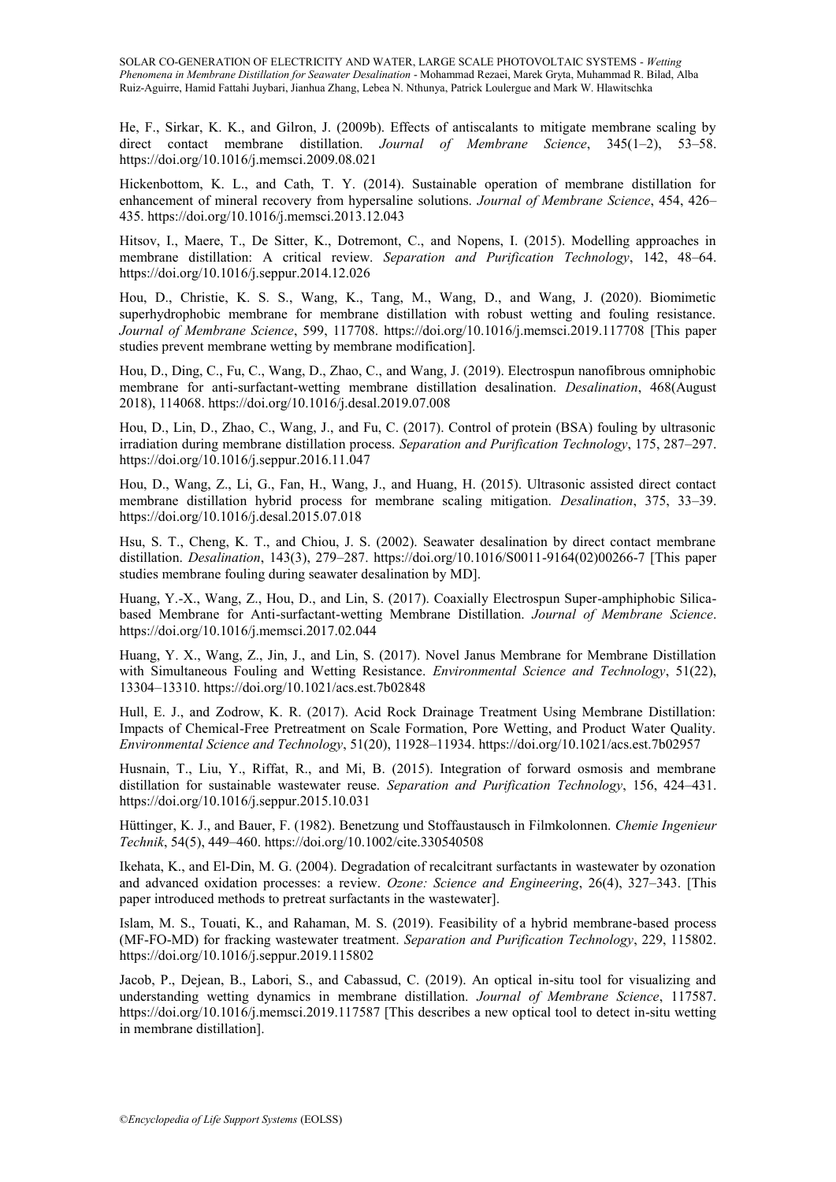He, F., Sirkar, K. K., and Gilron, J. (2009b). Effects of antiscalants to mitigate membrane scaling by direct contact membrane distillation. *Journal of Membrane Science*, 345(1–2), 53–58. https://doi.org/10.1016/j.memsci.2009.08.021

Hickenbottom, K. L., and Cath, T. Y. (2014). Sustainable operation of membrane distillation for enhancement of mineral recovery from hypersaline solutions. *Journal of Membrane Science*, 454, 426–435. https://doi.org/10.1016/j.memsci.2013.12.043

Hitsov, I., Maere, T., De Sitter, K., Dotremont, C., and Nopens, I. (2015). Modelling approaches in membrane distillation: A critical review. *Separation and Purification Technology*, 142, 48–64. https://doi.org/10.1016/j.seppur.2014.12.026

Hou, D., Christie, K. S. S., Wang, K., Tang, M., Wang, D., and Wang, J. (2020). Biomimetic superhydrophobic membrane for membrane distillation with robust wetting and fouling resistance. *Journal of Membrane Science*, 599, 117708. https://doi.org/10.1016/j.memsci.2019.117708 [This paper studies prevent membrane wetting by membrane modification].

Hou, D., Ding, C., Fu, C., Wang, D., Zhao, C., and Wang, J. (2019). Electrospun nanofibrous omniphobic membrane for anti-surfactant-wetting membrane distillation desalination. *Desalination*, 468(August 2018), 114068. https://doi.org/10.1016/j.desal.2019.07.008

Hou, D., Lin, D., Zhao, C., Wang, J., and Fu, C. (2017). Control of protein (BSA) fouling by ultrasonic irradiation during membrane distillation process. *Separation and Purification Technology*, 175, 287–297. https://doi.org/10.1016/j.seppur.2016.11.047

Hou, D., Wang, Z., Li, G., Fan, H., Wang, J., and Huang, H. (2015). Ultrasonic assisted direct contact membrane distillation hybrid process for membrane scaling mitigation. *Desalination*, 375, 33–39. https://doi.org/10.1016/j.desal.2015.07.018

Hsu, S. T., Cheng, K. T., and Chiou, J. S. (2002). Seawater desalination by direct contact membrane distillation. *Desalination*, 143(3), 279–287. https://doi.org/10.1016/S0011-9164(02)00266-7 [This paper studies membrane fouling during seawater desalination by MD].

Huang, Y.-X., Wang, Z., Hou, D., and Lin, S. (2017). Coaxially Electrospun Super-amphiphobic Silica-based Membrane for Anti-surfactant-wetting Membrane Distillation. *Journal of Membrane Science*. https://doi.org/10.1016/j.memsci.2017.02.044

Huang, Y. X., Wang, Z., Jin, J., and Lin, S. (2017). Novel Janus Membrane for Membrane Distillation with Simultaneous Fouling and Wetting Resistance. *Environmental Science and Technology*, 51(22), 13304–13310. https://doi.org/10.1021/acs.est.7b02848

Hull, E. J., and Zodrow, K. R. (2017). Acid Rock Drainage Treatment Using Membrane Distillation: Impacts of Chemical-Free Pretreatment on Scale Formation, Pore Wetting, and Product Water Quality. *Environmental Science and Technology*, 51(20), 11928–11934. https://doi.org/10.1021/acs.est.7b02957

Husnain, T., Liu, Y., Riffat, R., and Mi, B. (2015). Integration of forward osmosis and membrane distillation for sustainable wastewater reuse. *Separation and Purification Technology*, 156, 424–431. https://doi.org/10.1016/j.seppur.2015.10.031

Hüttinger, K. J., and Bauer, F. (1982). Benetzung und Stoffaustausch in Filmkolonnen. *Chemie Ingenieur Technik*, 54(5), 449–460. https://doi.org/10.1002/cite.330540508

Ikehata, K., and El-Din, M. G. (2004). Degradation of recalcitrant surfactants in wastewater by ozonation and advanced oxidation processes: a review. *Ozone: Science and Engineering*, 26(4), 327–343. [This paper introduced methods to pretreat surfactants in the wastewater].

Islam, M. S., Touati, K., and Rahaman, M. S. (2019). Feasibility of a hybrid membrane-based process (MF-FO-MD) for fracking wastewater treatment. *Separation and Purification Technology*, 229, 115802. https://doi.org/10.1016/j.seppur.2019.115802

Jacob, P., Dejean, B., Labori, S., and Cabassud, C. (2019). An optical in-situ tool for visualizing and understanding wetting dynamics in membrane distillation. *Journal of Membrane Science*, 117587. https://doi.org/10.1016/j.memsci.2019.117587 [This describes a new optical tool to detect in-situ wetting in membrane distillation].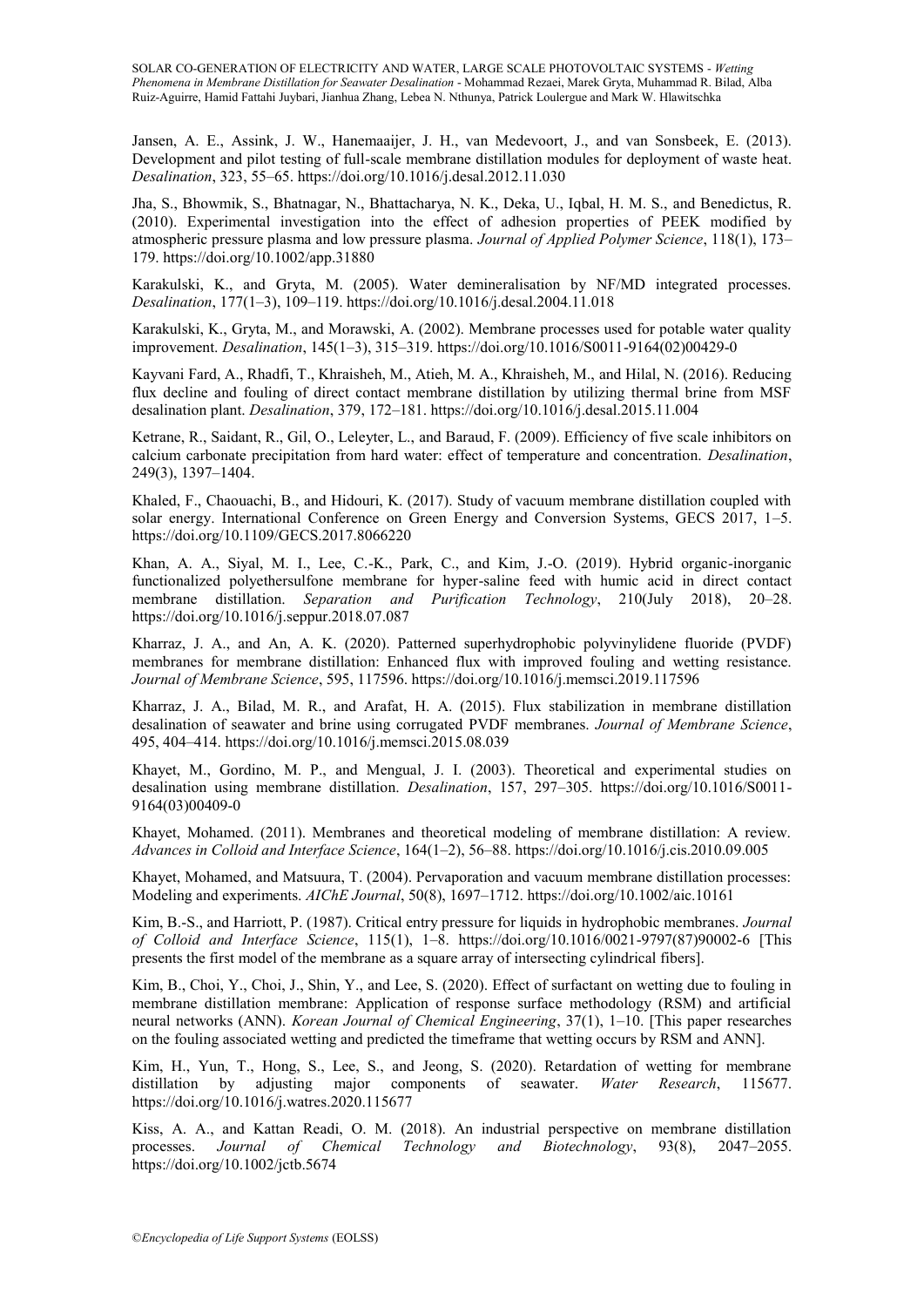Jansen, A. E., Assink, J. W., Hanemaaijer, J. H., van Medevoort, J., and van Sonsbeek, E. (2013). Development and pilot testing of full-scale membrane distillation modules for deployment of waste heat. *Desalination*, 323, 55–65. https://doi.org/10.1016/j.desal.2012.11.030

Jha, S., Bhowmik, S., Bhatnagar, N., Bhattacharya, N. K., Deka, U., Iqbal, H. M. S., and Benedictus, R. (2010). Experimental investigation into the effect of adhesion properties of PEEK modified by atmospheric pressure plasma and low pressure plasma. *Journal of Applied Polymer Science*, 118(1), 173–179. https://doi.org/10.1002/app.31880

Karakulski, K., and Gryta, M. (2005). Water demineralisation by NF/MD integrated processes. *Desalination*, 177(1–3), 109–119. https://doi.org/10.1016/j.desal.2004.11.018

Karakulski, K., Gryta, M., and Morawski, A. (2002). Membrane processes used for potable water quality improvement. *Desalination*, 145(1–3), 315–319. https://doi.org/10.1016/S0011-9164(02)00429-0

Kayvani Fard, A., Rhadfi, T., Khraisheh, M., Atieh, M. A., Khraisheh, M., and Hilal, N. (2016). Reducing flux decline and fouling of direct contact membrane distillation by utilizing thermal brine from MSF desalination plant. *Desalination*, 379, 172–181. https://doi.org/10.1016/j.desal.2015.11.004

Ketrane, R., Saidant, R., Gil, O., Leleyter, L., and Baraud, F. (2009). Efficiency of five scale inhibitors on calcium carbonate precipitation from hard water: effect of temperature and concentration. *Desalination*, 249(3), 1397–1404.

Khaled, F., Chaouachi, B., and Hidouri, K. (2017). Study of vacuum membrane distillation coupled with solar energy. International Conference on Green Energy and Conversion Systems, GECS 2017, 1–5. https://doi.org/10.1109/GECS.2017.8066220

Khan, A. A., Siyal, M. I., Lee, C.-K., Park, C., and Kim, J.-O. (2019). Hybrid organic-inorganic functionalized polyethersulfone membrane for hyper-saline feed with humic acid in direct contact membrane distillation. *Separation and Purification Technology*, 210(July 2018), 20–28. https://doi.org/10.1016/j.seppur.2018.07.087

Kharraz, J. A., and An, A. K. (2020). Patterned superhydrophobic polyvinylidene fluoride (PVDF) membranes for membrane distillation: Enhanced flux with improved fouling and wetting resistance. *Journal of Membrane Science*, 595, 117596. https://doi.org/10.1016/j.memsci.2019.117596

Kharraz, J. A., Bilad, M. R., and Arafat, H. A. (2015). Flux stabilization in membrane distillation desalination of seawater and brine using corrugated PVDF membranes. *Journal of Membrane Science*, 495, 404–414. https://doi.org/10.1016/j.memsci.2015.08.039

Khayet, M., Gordino, M. P., and Mengual, J. I. (2003). Theoretical and experimental studies on desalination using membrane distillation. *Desalination*, 157, 297–305. https://doi.org/10.1016/S0011-9164(03)00409-0

Khayet, Mohamed. (2011). Membranes and theoretical modeling of membrane distillation: A review. *Advances in Colloid and Interface Science*, 164(1–2), 56–88. https://doi.org/10.1016/j.cis.2010.09.005

Khayet, Mohamed, and Matsuura, T. (2004). Pervaporation and vacuum membrane distillation processes: Modeling and experiments. *AIChE Journal*, 50(8), 1697–1712. https://doi.org/10.1002/aic.10161

Kim, B.-S., and Harriott, P. (1987). Critical entry pressure for liquids in hydrophobic membranes. *Journal of Colloid and Interface Science*, 115(1), 1–8. https://doi.org/10.1016/0021-9797(87)90002-6 [This presents the first model of the membrane as a square array of intersecting cylindrical fibers].

Kim, B., Choi, Y., Choi, J., Shin, Y., and Lee, S. (2020). Effect of surfactant on wetting due to fouling in membrane distillation membrane: Application of response surface methodology (RSM) and artificial neural networks (ANN). *Korean Journal of Chemical Engineering*, 37(1), 1–10. [This paper researches on the fouling associated wetting and predicted the timeframe that wetting occurs by RSM and ANN].

Kim, H., Yun, T., Hong, S., Lee, S., and Jeong, S. (2020). Retardation of wetting for membrane distillation by adjusting major components of seawater. *Water Research*, 115677. https://doi.org/10.1016/j.watres.2020.115677

Kiss, A. A., and Kattan Readi, O. M. (2018). An industrial perspective on membrane distillation processes. *Journal of Chemical Technology and Biotechnology*, 93(8), 2047–2055. https://doi.org/10.1002/jctb.5674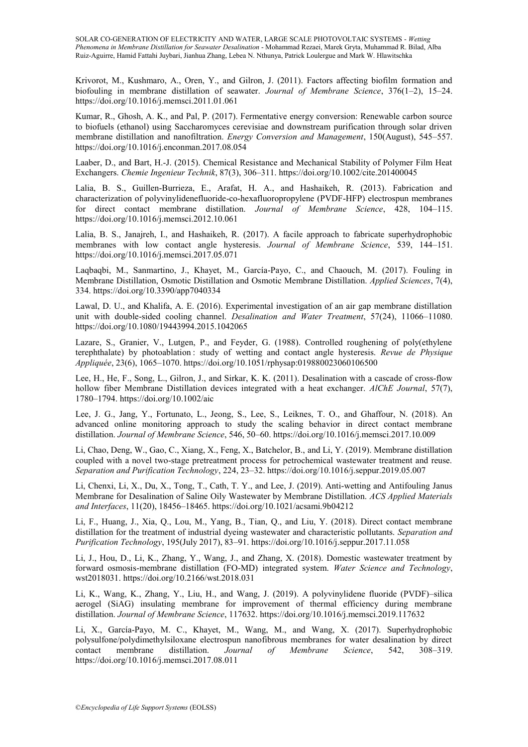Krivorot, M., Kushmaro, A., Oren, Y., and Gilron, J. (2011). Factors affecting biofilm formation and biofouling in membrane distillation of seawater. *Journal of Membrane Science*, 376(1–2), 15–24. https://doi.org/10.1016/j.memsci.2011.01.061

Kumar, R., Ghosh, A. K., and Pal, P. (2017). Fermentative energy conversion: Renewable carbon source to biofuels (ethanol) using Saccharomyces cerevisiae and downstream purification through solar driven membrane distillation and nanofiltration. *Energy Conversion and Management*, 150(August), 545–557. https://doi.org/10.1016/j.enconman.2017.08.054

Laaber, D., and Bart, H.-J. (2015). Chemical Resistance and Mechanical Stability of Polymer Film Heat Exchangers. *Chemie Ingenieur Technik*, 87(3), 306–311. https://doi.org/10.1002/cite.201400045

Lalia, B. S., Guillen-Burrieza, E., Arafat, H. A., and Hashaikeh, R. (2013). Fabrication and characterization of polyvinylidenefluoride-co-hexafluoropropylene (PVDF-HFP) electrospun membranes for direct contact membrane distillation. *Journal of Membrane Science*, 428, 104–115. https://doi.org/10.1016/j.memsci.2012.10.061

Lalia, B. S., Janajreh, I., and Hashaikeh, R. (2017). A facile approach to fabricate superhydrophobic membranes with low contact angle hysteresis. *Journal of Membrane Science*, 539, 144–151. https://doi.org/10.1016/j.memsci.2017.05.071

Laqbaqbi, M., Sanmartino, J., Khayet, M., García-Payo, C., and Chaouch, M. (2017). Fouling in Membrane Distillation, Osmotic Distillation and Osmotic Membrane Distillation. *Applied Sciences*, 7(4), 334. https://doi.org/10.3390/app7040334

Lawal, D. U., and Khalifa, A. E. (2016). Experimental investigation of an air gap membrane distillation unit with double-sided cooling channel. *Desalination and Water Treatment*, 57(24), 11066–11080. https://doi.org/10.1080/19443994.2015.1042065

Lazare, S., Granier, V., Lutgen, P., and Feyder, G. (1988). Controlled roughening of poly(ethylene terephthalate) by photoablation : study of wetting and contact angle hysteresis. *Revue de Physique Appliquée*, 23(6), 1065–1070. https://doi.org/10.1051/rphysap:019880023060106500

Lee, H., He, F., Song, L., Gilron, J., and Sirkar, K. K. (2011). Desalination with a cascade of cross-flow hollow fiber Membrane Distillation devices integrated with a heat exchanger. *AlChE Journal*, 57(7), 1780–1794. https://doi.org/10.1002/aic

Lee, J. G., Jang, Y., Fortunato, L., Jeong, S., Lee, S., Leiknes, T. O., and Ghaffour, N. (2018). An advanced online monitoring approach to study the scaling behavior in direct contact membrane distillation. *Journal of Membrane Science*, 546, 50–60. https://doi.org/10.1016/j.memsci.2017.10.009

Li, Chao, Deng, W., Gao, C., Xiang, X., Feng, X., Batchelor, B., and Li, Y. (2019). Membrane distillation coupled with a novel two-stage pretreatment process for petrochemical wastewater treatment and reuse. *Separation and Purification Technology*, 224, 23–32. https://doi.org/10.1016/j.seppur.2019.05.007

Li, Chenxi, Li, X., Du, X., Tong, T., Cath, T. Y., and Lee, J. (2019). Anti-wetting and Antifouling Janus Membrane for Desalination of Saline Oily Wastewater by Membrane Distillation. *ACS Applied Materials and Interfaces*, 11(20), 18456–18465. https://doi.org/10.1021/acsami.9b04212

Li, F., Huang, J., Xia, Q., Lou, M., Yang, B., Tian, Q., and Liu, Y. (2018). Direct contact membrane distillation for the treatment of industrial dyeing wastewater and characteristic pollutants. *Separation and Purification Technology*, 195(July 2017), 83–91. https://doi.org/10.1016/j.seppur.2017.11.058

Li, J., Hou, D., Li, K., Zhang, Y., Wang, J., and Zhang, X. (2018). Domestic wastewater treatment by forward osmosis-membrane distillation (FO-MD) integrated system. *Water Science and Technology*, wst2018031. https://doi.org/10.2166/wst.2018.031

Li, K., Wang, K., Zhang, Y., Liu, H., and Wang, J. (2019). A polyvinylidene fluoride (PVDF)–silica aerogel (SiAG) insulating membrane for improvement of thermal efficiency during membrane distillation. *Journal of Membrane Science*, 117632. https://doi.org/10.1016/j.memsci.2019.117632

Li, X., García-Payo, M. C., Khayet, M., Wang, M., and Wang, X. (2017). Superhydrophobic polysulfone/polydimethylsiloxane electrospun nanofibrous membranes for water desalination by direct contact membrane distillation. *Journal of Membrane Science*, 542, 308–319. https://doi.org/10.1016/j.memsci.2017.08.011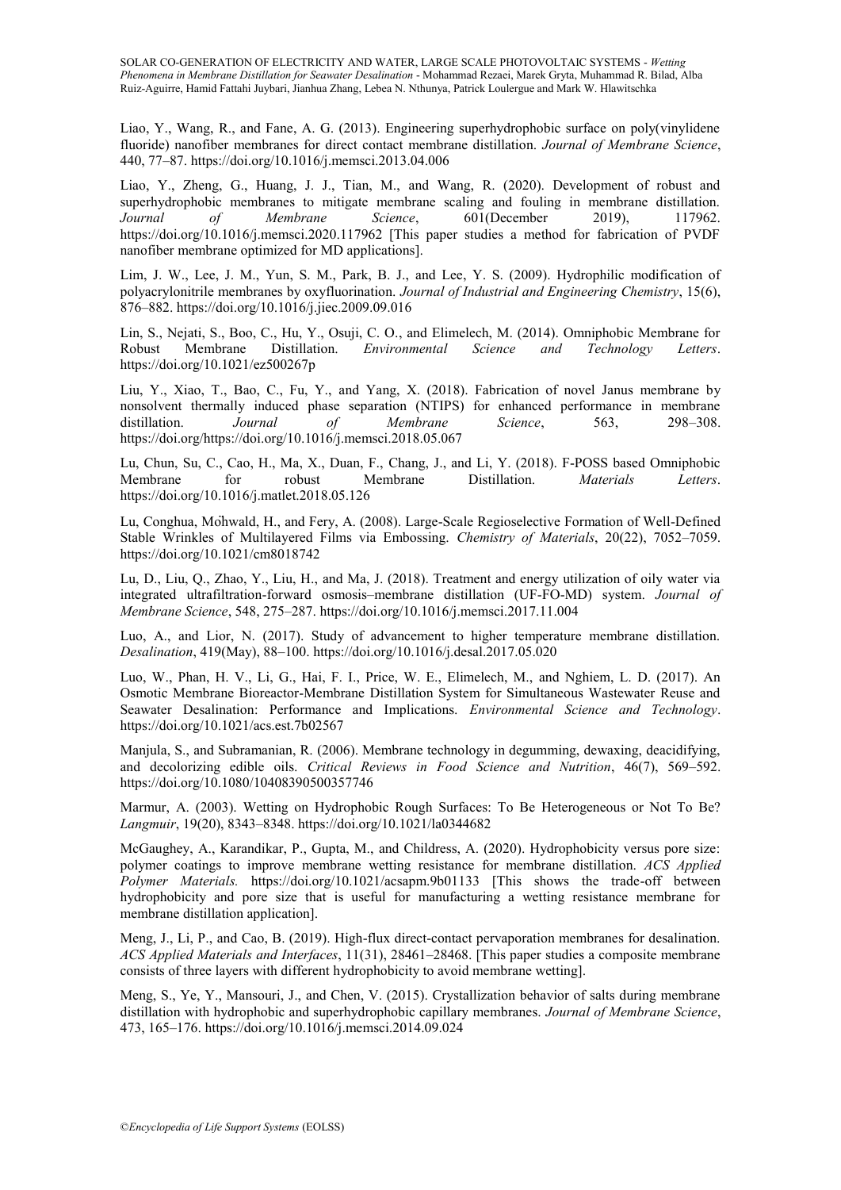Liao, Y., Wang, R., and Fane, A. G. (2013). Engineering superhydrophobic surface on poly(vinylidene fluoride) nanofiber membranes for direct contact membrane distillation. *Journal of Membrane Science*, 440, 77–87. https://doi.org/10.1016/j.memsci.2013.04.006

Liao, Y., Zheng, G., Huang, J. J., Tian, M., and Wang, R. (2020). Development of robust and superhydrophobic membranes to mitigate membrane scaling and fouling in membrane distillation. *Journal of Membrane Science*, 601(December 2019), 117962. https://doi.org/10.1016/j.memsci.2020.117962 [This paper studies a method for fabrication of PVDF nanofiber membrane optimized for MD applications].

Lim, J. W., Lee, J. M., Yun, S. M., Park, B. J., and Lee, Y. S. (2009). Hydrophilic modification of polyacrylonitrile membranes by oxyfluorination. *Journal of Industrial and Engineering Chemistry*, 15(6), 876–882. https://doi.org/10.1016/j.jiec.2009.09.016

Lin, S., Nejati, S., Boo, C., Hu, Y., Osuji, C. O., and Elimelech, M. (2014). Omniphobic Membrane for Robust Membrane Distillation. *Environmental Science and Technology Letters*. https://doi.org/10.1021/ez500267p

Liu, Y., Xiao, T., Bao, C., Fu, Y., and Yang, X. (2018). Fabrication of novel Janus membrane by nonsolvent thermally induced phase separation (NTIPS) for enhanced performance in membrane distillation. *Journal of Membrane Science*, 563, 298–308. https://doi.org/https://doi.org/10.1016/j.memsci.2018.05.067

Lu, Chun, Su, C., Cao, H., Ma, X., Duan, F., Chang, J., and Li, Y. (2018). F-POSS based Omniphobic Membrane for robust Membrane Distillation. *Materials Letters*. https://doi.org/10.1016/j.matlet.2018.05.126

Lu, Conghua, Möhwald, H., and Fery, A. (2008). Large-Scale Regioselective Formation of Well-Defined Stable Wrinkles of Multilayered Films via Embossing. *Chemistry of Materials*, 20(22), 7052–7059. https://doi.org/10.1021/cm8018742

Lu, D., Liu, Q., Zhao, Y., Liu, H., and Ma, J. (2018). Treatment and energy utilization of oily water via integrated ultrafiltration-forward osmosis–membrane distillation (UF-FO-MD) system. *Journal of Membrane Science*, 548, 275–287. https://doi.org/10.1016/j.memsci.2017.11.004

Luo, A., and Lior, N. (2017). Study of advancement to higher temperature membrane distillation. *Desalination*, 419(May), 88–100. https://doi.org/10.1016/j.desal.2017.05.020

Luo, W., Phan, H. V., Li, G., Hai, F. I., Price, W. E., Elimelech, M., and Nghiem, L. D. (2017). An Osmotic Membrane Bioreactor-Membrane Distillation System for Simultaneous Wastewater Reuse and Seawater Desalination: Performance and Implications. *Environmental Science and Technology*. https://doi.org/10.1021/acs.est.7b02567

Manjula, S., and Subramanian, R. (2006). Membrane technology in degumming, dewaxing, deacidifying, and decolorizing edible oils. *Critical Reviews in Food Science and Nutrition*, 46(7), 569–592. https://doi.org/10.1080/10408390500357746

Marmur, A. (2003). Wetting on Hydrophobic Rough Surfaces: To Be Heterogeneous or Not To Be? *Langmuir*, 19(20), 8343–8348. https://doi.org/10.1021/la0344682

McGaughey, A., Karandikar, P., Gupta, M., and Childress, A. (2020). Hydrophobicity versus pore size: polymer coatings to improve membrane wetting resistance for membrane distillation. *ACS Applied Polymer Materials.* https://doi.org/10.1021/acsapm.9b01133 [This shows the trade-off between hydrophobicity and pore size that is useful for manufacturing a wetting resistance membrane for membrane distillation application].

Meng, J., Li, P., and Cao, B. (2019). High-flux direct-contact pervaporation membranes for desalination. *ACS Applied Materials and Interfaces*, 11(31), 28461–28468. [This paper studies a composite membrane consists of three layers with different hydrophobicity to avoid membrane wetting].

Meng, S., Ye, Y., Mansouri, J., and Chen, V. (2015). Crystallization behavior of salts during membrane distillation with hydrophobic and superhydrophobic capillary membranes. *Journal of Membrane Science*, 473, 165–176. https://doi.org/10.1016/j.memsci.2014.09.024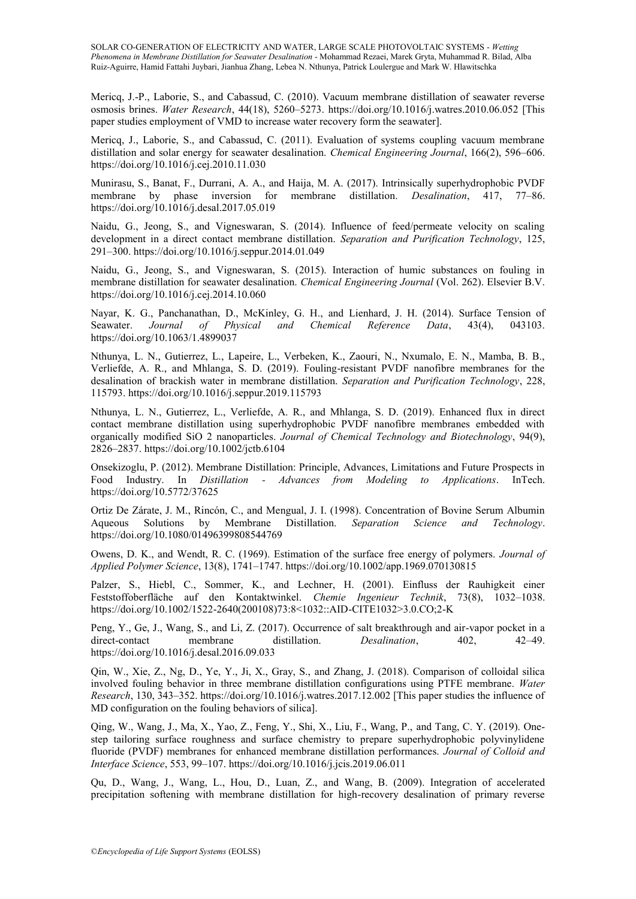Mericq, J.-P., Laborie, S., and Cabassud, C. (2010). Vacuum membrane distillation of seawater reverse osmosis brines. *Water Research*, 44(18), 5260–5273. https://doi.org/10.1016/j.watres.2010.06.052 [This paper studies employment of VMD to increase water recovery form the seawater].

Mericq, J., Laborie, S., and Cabassud, C. (2011). Evaluation of systems coupling vacuum membrane distillation and solar energy for seawater desalination. *Chemical Engineering Journal*, 166(2), 596–606. https://doi.org/10.1016/j.cej.2010.11.030

Munirasu, S., Banat, F., Durrani, A. A., and Haija, M. A. (2017). Intrinsically superhydrophobic PVDF membrane by phase inversion for membrane distillation. *Desalination*, 417, 77–86. https://doi.org/10.1016/j.desal.2017.05.019

Naidu, G., Jeong, S., and Vigneswaran, S. (2014). Influence of feed/permeate velocity on scaling development in a direct contact membrane distillation. *Separation and Purification Technology*, 125, 291–300. https://doi.org/10.1016/j.seppur.2014.01.049

Naidu, G., Jeong, S., and Vigneswaran, S. (2015). Interaction of humic substances on fouling in membrane distillation for seawater desalination. *Chemical Engineering Journal* (Vol. 262). Elsevier B.V. https://doi.org/10.1016/j.cej.2014.10.060

Nayar, K. G., Panchanathan, D., McKinley, G. H., and Lienhard, J. H. (2014). Surface Tension of Seawater. *Journal of Physical and Chemical Reference Data*, 43(4), 043103. https://doi.org/10.1063/1.4899037

Nthunya, L. N., Gutierrez, L., Lapeire, L., Verbeken, K., Zaouri, N., Nxumalo, E. N., Mamba, B. B., Verliefde, A. R., and Mhlanga, S. D. (2019). Fouling-resistant PVDF nanofibre membranes for the desalination of brackish water in membrane distillation. *Separation and Purification Technology*, 228, 115793. https://doi.org/10.1016/j.seppur.2019.115793

Nthunya, L. N., Gutierrez, L., Verliefde, A. R., and Mhlanga, S. D. (2019). Enhanced flux in direct contact membrane distillation using superhydrophobic PVDF nanofibre membranes embedded with organically modified SiO 2 nanoparticles. *Journal of Chemical Technology and Biotechnology*, 94(9), 2826–2837. https://doi.org/10.1002/jctb.6104

Onsekizoglu, P. (2012). Membrane Distillation: Principle, Advances, Limitations and Future Prospects in Food Industry. In *Distillation - Advances from Modeling to Applications*. InTech. https://doi.org/10.5772/37625

Ortiz De Zárate, J. M., Rincón, C., and Mengual, J. I. (1998). Concentration of Bovine Serum Albumin Aqueous Solutions by Membrane Distillation. *Separation Science and Technology*. https://doi.org/10.1080/01496399808544769

Owens, D. K., and Wendt, R. C. (1969). Estimation of the surface free energy of polymers. *Journal of Applied Polymer Science*, 13(8), 1741–1747. https://doi.org/10.1002/app.1969.070130815

Palzer, S., Hiebl, C., Sommer, K., and Lechner, H. (2001). Einfluss der Rauhigkeit einer Feststoffoberfläche auf den Kontaktwinkel. *Chemie Ingenieur Technik*, 73(8), 1032–1038. https://doi.org/10.1002/1522-2640(200108)73:8<1032::AID-CITE1032>3.0.CO;2-K

Peng, Y., Ge, J., Wang, S., and Li, Z. (2017). Occurrence of salt breakthrough and air-vapor pocket in a direct-contact membrane distillation. *Desalination*, 402, 42–49. https://doi.org/10.1016/j.desal.2016.09.033

Qin, W., Xie, Z., Ng, D., Ye, Y., Ji, X., Gray, S., and Zhang, J. (2018). Comparison of colloidal silica involved fouling behavior in three membrane distillation configurations using PTFE membrane. *Water Research*, 130, 343–352. https://doi.org/10.1016/j.watres.2017.12.002 [This paper studies the influence of MD configuration on the fouling behaviors of silica].

Qing, W., Wang, J., Ma, X., Yao, Z., Feng, Y., Shi, X., Liu, F., Wang, P., and Tang, C. Y. (2019). One-step tailoring surface roughness and surface chemistry to prepare superhydrophobic polyvinylidene fluoride (PVDF) membranes for enhanced membrane distillation performances. *Journal of Colloid and Interface Science*, 553, 99–107. https://doi.org/10.1016/j.jcis.2019.06.011

Qu, D., Wang, J., Wang, L., Hou, D., Luan, Z., and Wang, B. (2009). Integration of accelerated precipitation softening with membrane distillation for high-recovery desalination of primary reverse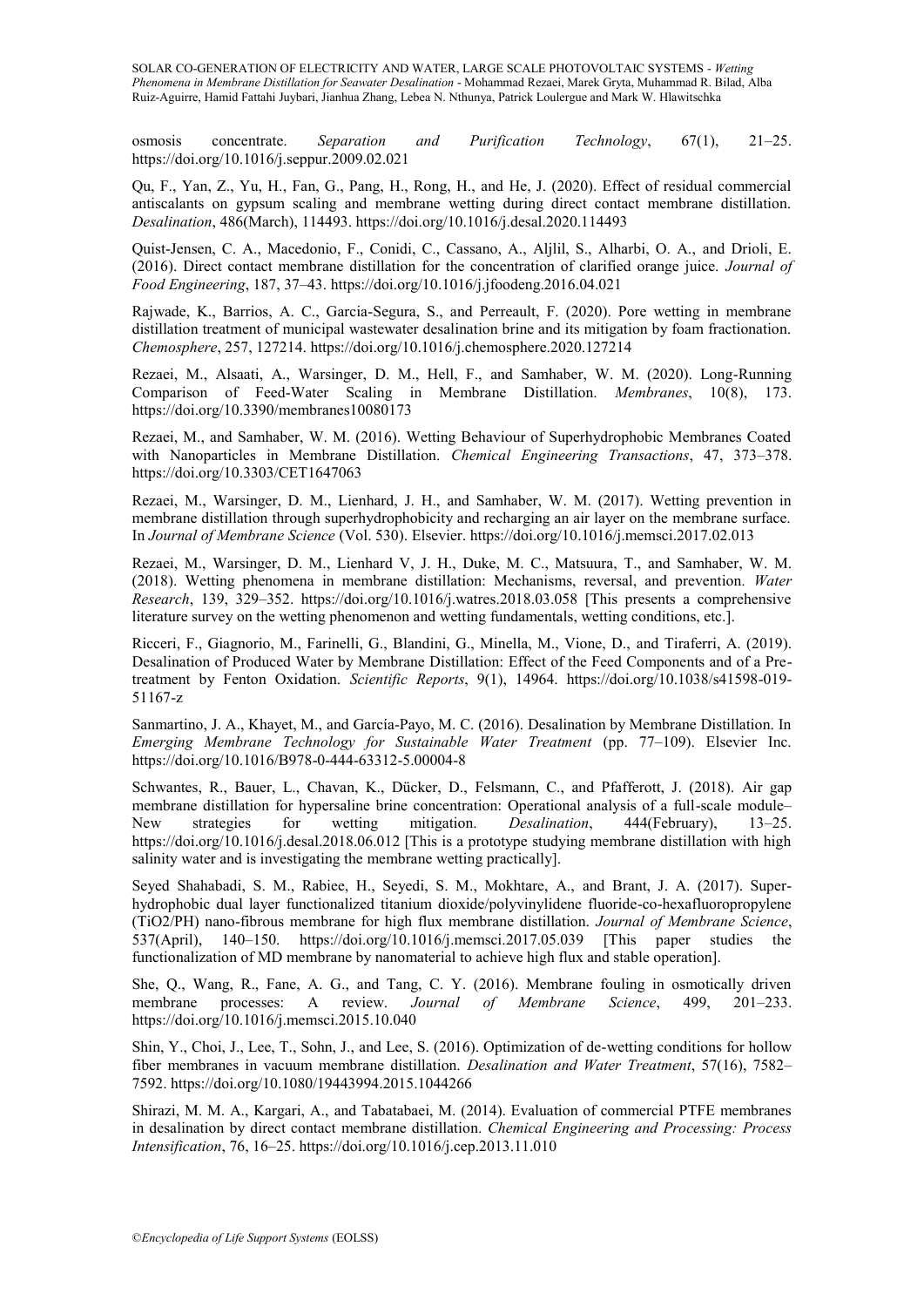osmosis concentrate. *Separation and Purification Technology*, 67(1), 21–25. https://doi.org/10.1016/j.seppur.2009.02.021

Qu, F., Yan, Z., Yu, H., Fan, G., Pang, H., Rong, H., and He, J. (2020). Effect of residual commercial antiscalants on gypsum scaling and membrane wetting during direct contact membrane distillation. *Desalination*, 486(March), 114493. https://doi.org/10.1016/j.desal.2020.114493

Quist-Jensen, C. A., Macedonio, F., Conidi, C., Cassano, A., Aljlil, S., Alharbi, O. A., and Drioli, E. (2016). Direct contact membrane distillation for the concentration of clarified orange juice. *Journal of Food Engineering*, 187, 37–43. https://doi.org/10.1016/j.jfoodeng.2016.04.021

Rajwade, K., Barrios, A. C., Garcia-Segura, S., and Perreault, F. (2020). Pore wetting in membrane distillation treatment of municipal wastewater desalination brine and its mitigation by foam fractionation. *Chemosphere*, 257, 127214. https://doi.org/10.1016/j.chemosphere.2020.127214

Rezaei, M., Alsaati, A., Warsinger, D. M., Hell, F., and Samhaber, W. M. (2020). Long-Running Comparison of Feed-Water Scaling in Membrane Distillation. *Membranes*, 10(8), 173. https://doi.org/10.3390/membranes10080173

Rezaei, M., and Samhaber, W. M. (2016). Wetting Behaviour of Superhydrophobic Membranes Coated with Nanoparticles in Membrane Distillation. *Chemical Engineering Transactions*, 47, 373–378. https://doi.org/10.3303/CET1647063

Rezaei, M., Warsinger, D. M., Lienhard, J. H., and Samhaber, W. M. (2017). Wetting prevention in membrane distillation through superhydrophobicity and recharging an air layer on the membrane surface. In *Journal of Membrane Science* (Vol. 530). Elsevier. https://doi.org/10.1016/j.memsci.2017.02.013

Rezaei, M., Warsinger, D. M., Lienhard V, J. H., Duke, M. C., Matsuura, T., and Samhaber, W. M. (2018). Wetting phenomena in membrane distillation: Mechanisms, reversal, and prevention. *Water Research*, 139, 329–352. https://doi.org/10.1016/j.watres.2018.03.058 [This presents a comprehensive literature survey on the wetting phenomenon and wetting fundamentals, wetting conditions, etc.].

Ricceri, F., Giagnorio, M., Farinelli, G., Blandini, G., Minella, M., Vione, D., and Tiraferri, A. (2019). Desalination of Produced Water by Membrane Distillation: Effect of the Feed Components and of a Pre-treatment by Fenton Oxidation. *Scientific Reports*, 9(1), 14964. https://doi.org/10.1038/s41598-019-51167-z

Sanmartino, J. A., Khayet, M., and García-Payo, M. C. (2016). Desalination by Membrane Distillation. In *Emerging Membrane Technology for Sustainable Water Treatment* (pp. 77–109). Elsevier Inc. https://doi.org/10.1016/B978-0-444-63312-5.00004-8

Schwantes, R., Bauer, L., Chavan, K., Dücker, D., Felsmann, C., and Pfafferott, J. (2018). Air gap membrane distillation for hypersaline brine concentration: Operational analysis of a full-scale module–New strategies for wetting mitigation. *Desalination*, 444(February), 13–25. https://doi.org/10.1016/j.desal.2018.06.012 [This is a prototype studying membrane distillation with high salinity water and is investigating the membrane wetting practically].

Seyed Shahabadi, S. M., Rabiee, H., Seyedi, S. M., Mokhtare, A., and Brant, J. A. (2017). Superhydrophobic dual layer functionalized titanium dioxide/polyvinylidene fluoride-co-hexafluoropropylene (TiO2/PH) nano-fibrous membrane for high flux membrane distillation. *Journal of Membrane Science*, 537(April), 140–150. https://doi.org/10.1016/j.memsci.2017.05.039 [This paper studies the functionalization of MD membrane by nanomaterial to achieve high flux and stable operation].

She, Q., Wang, R., Fane, A. G., and Tang, C. Y. (2016). Membrane fouling in osmotically driven membrane processes: A review. *Journal of Membrane Science*, 499, 201–233. https://doi.org/10.1016/j.memsci.2015.10.040

Shin, Y., Choi, J., Lee, T., Sohn, J., and Lee, S. (2016). Optimization of de-wetting conditions for hollow fiber membranes in vacuum membrane distillation. *Desalination and Water Treatment*, 57(16), 7582–7592. https://doi.org/10.1080/19443994.2015.1044266

Shirazi, M. M. A., Kargari, A., and Tabatabaei, M. (2014). Evaluation of commercial PTFE membranes in desalination by direct contact membrane distillation. *Chemical Engineering and Processing: Process Intensification*, 76, 16–25. https://doi.org/10.1016/j.cep.2013.11.010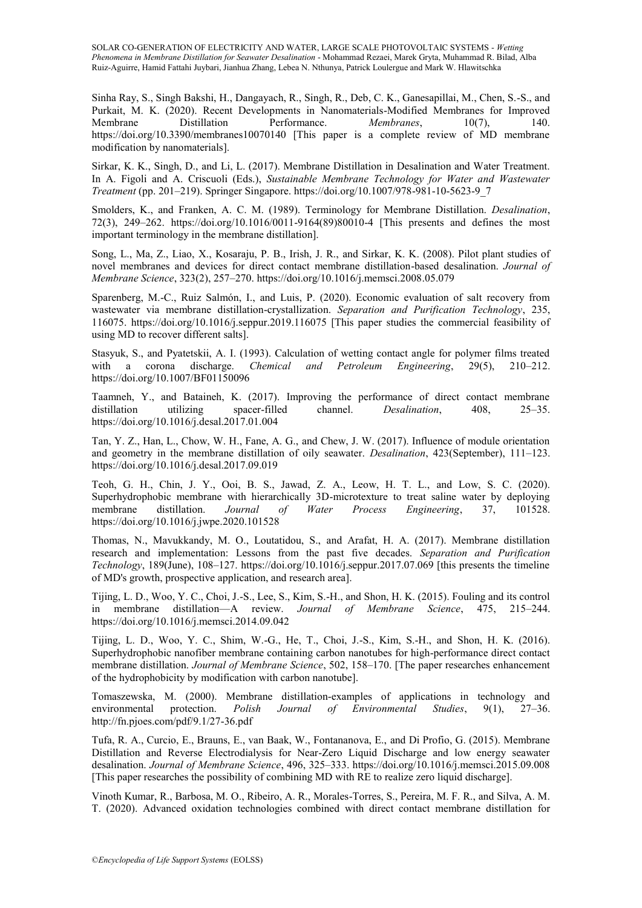Sinha Ray, S., Singh Bakshi, H., Dangayach, R., Singh, R., Deb, C. K., Ganesapillai, M., Chen, S.-S., and Purkait, M. K. (2020). Recent Developments in Nanomaterials-Modified Membranes for Improved Membrane Distillation Performance. *Membranes*, 10(7), 140. https://doi.org/10.3390/membranes10070140 [This paper is a complete review of MD membrane modification by nanomaterials].

Sirkar, K. K., Singh, D., and Li, L. (2017). Membrane Distillation in Desalination and Water Treatment. In A. Figoli and A. Criscuoli (Eds.), *Sustainable Membrane Technology for Water and Wastewater Treatment* (pp. 201–219). Springer Singapore. https://doi.org/10.1007/978-981-10-5623-9_7

Smolders, K., and Franken, A. C. M. (1989). Terminology for Membrane Distillation. *Desalination*, 72(3), 249–262. https://doi.org/10.1016/0011-9164(89)80010-4 [This presents and defines the most important terminology in the membrane distillation].

Song, L., Ma, Z., Liao, X., Kosaraju, P. B., Irish, J. R., and Sirkar, K. K. (2008). Pilot plant studies of novel membranes and devices for direct contact membrane distillation-based desalination. *Journal of Membrane Science*, 323(2), 257–270. https://doi.org/10.1016/j.memsci.2008.05.079

Sparenberg, M.-C., Ruiz Salmón, I., and Luis, P. (2020). Economic evaluation of salt recovery from wastewater via membrane distillation-crystallization. *Separation and Purification Technology*, 235, 116075. https://doi.org/10.1016/j.seppur.2019.116075 [This paper studies the commercial feasibility of using MD to recover different salts].

Stasyuk, S., and Pyatetskii, A. I. (1993). Calculation of wetting contact angle for polymer films treated with a corona discharge. *Chemical and Petroleum Engineering*, 29(5), 210–212. https://doi.org/10.1007/BF01150096

Taamneh, Y., and Bataineh, K. (2017). Improving the performance of direct contact membrane distillation utilizing spacer-filled channel. *Desalination*, 408, 25–35. https://doi.org/10.1016/j.desal.2017.01.004

Tan, Y. Z., Han, L., Chow, W. H., Fane, A. G., and Chew, J. W. (2017). Influence of module orientation and geometry in the membrane distillation of oily seawater. *Desalination*, 423(September), 111–123. https://doi.org/10.1016/j.desal.2017.09.019

Teoh, G. H., Chin, J. Y., Ooi, B. S., Jawad, Z. A., Leow, H. T. L., and Low, S. C. (2020). Superhydrophobic membrane with hierarchically 3D-microtexture to treat saline water by deploying membrane distillation. *Journal of Water Process Engineering*, 37, 101528. https://doi.org/10.1016/j.jwpe.2020.101528

Thomas, N., Mavukkandy, M. O., Loutatidou, S., and Arafat, H. A. (2017). Membrane distillation research and implementation: Lessons from the past five decades. *Separation and Purification Technology*, 189(June), 108–127. https://doi.org/10.1016/j.seppur.2017.07.069 [this presents the timeline of MD's growth, prospective application, and research area].

Tijing, L. D., Woo, Y. C., Choi, J.-S., Lee, S., Kim, S.-H., and Shon, H. K. (2015). Fouling and its control in membrane distillation—A review. *Journal of Membrane Science*, 475, 215–244. https://doi.org/10.1016/j.memsci.2014.09.042

Tijing, L. D., Woo, Y. C., Shim, W.-G., He, T., Choi, J.-S., Kim, S.-H., and Shon, H. K. (2016). Superhydrophobic nanofiber membrane containing carbon nanotubes for high-performance direct contact membrane distillation. *Journal of Membrane Science*, 502, 158–170. [The paper researches enhancement of the hydrophobicity by modification with carbon nanotube].

Tomaszewska, M. (2000). Membrane distillation-examples of applications in technology and environmental protection. *Polish Journal of Environmental Studies*, 9(1), 27–36. http://fn.pjoes.com/pdf/9.1/27-36.pdf

Tufa, R. A., Curcio, E., Brauns, E., van Baak, W., Fontananova, E., and Di Profio, G. (2015). Membrane Distillation and Reverse Electrodialysis for Near-Zero Liquid Discharge and low energy seawater desalination. *Journal of Membrane Science*, 496, 325–333. https://doi.org/10.1016/j.memsci.2015.09.008 [This paper researches the possibility of combining MD with RE to realize zero liquid discharge].

Vinoth Kumar, R., Barbosa, M. O., Ribeiro, A. R., Morales-Torres, S., Pereira, M. F. R., and Silva, A. M. T. (2020). Advanced oxidation technologies combined with direct contact membrane distillation for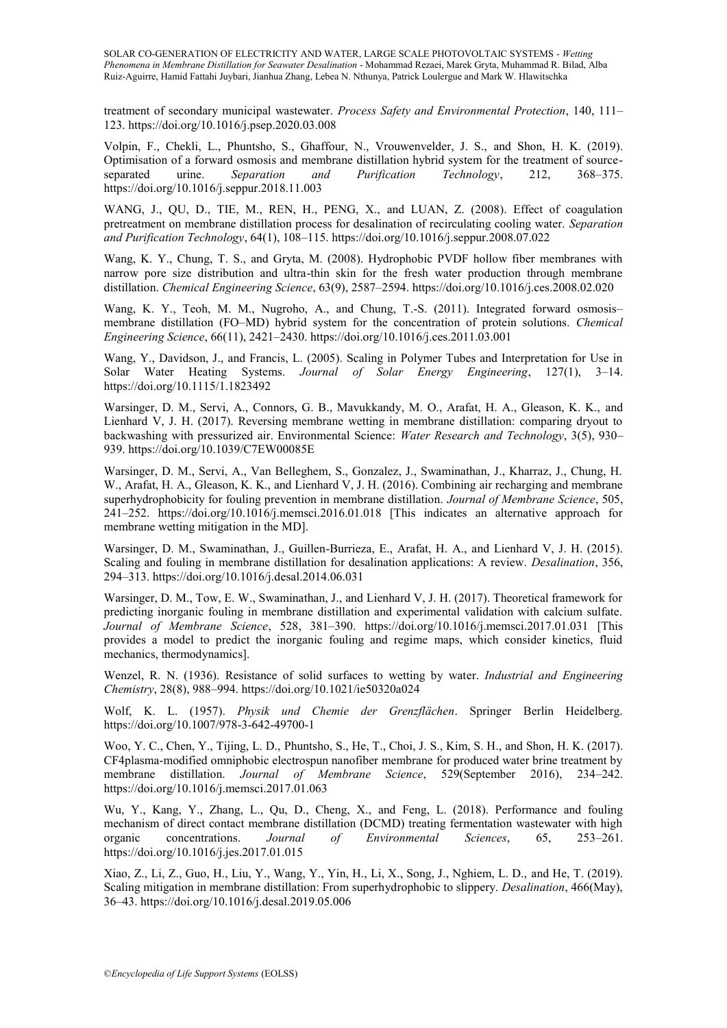treatment of secondary municipal wastewater. *Process Safety and Environmental Protection*, 140, 111–123. https://doi.org/10.1016/j.psep.2020.03.008

Volpin, F., Chekli, L., Phuntsho, S., Ghaffour, N., Vrouwenvelder, J. S., and Shon, H. K. (2019). Optimisation of a forward osmosis and membrane distillation hybrid system for the treatment of source-separated urine. *Separation and Purification Technology*, 212, 368–375. https://doi.org/10.1016/j.seppur.2018.11.003

WANG, J., QU, D., TIE, M., REN, H., PENG, X., and LUAN, Z. (2008). Effect of coagulation pretreatment on membrane distillation process for desalination of recirculating cooling water. *Separation and Purification Technology*, 64(1), 108–115. https://doi.org/10.1016/j.seppur.2008.07.022

Wang, K. Y., Chung, T. S., and Gryta, M. (2008). Hydrophobic PVDF hollow fiber membranes with narrow pore size distribution and ultra-thin skin for the fresh water production through membrane distillation. *Chemical Engineering Science*, 63(9), 2587–2594. https://doi.org/10.1016/j.ces.2008.02.020

Wang, K. Y., Teoh, M. M., Nugroho, A., and Chung, T.-S. (2011). Integrated forward osmosis–membrane distillation (FO–MD) hybrid system for the concentration of protein solutions. *Chemical Engineering Science*, 66(11), 2421–2430. https://doi.org/10.1016/j.ces.2011.03.001

Wang, Y., Davidson, J., and Francis, L. (2005). Scaling in Polymer Tubes and Interpretation for Use in Solar Water Heating Systems. *Journal of Solar Energy Engineering*, 127(1), 3–14. https://doi.org/10.1115/1.1823492

Warsinger, D. M., Servi, A., Connors, G. B., Mavukkandy, M. O., Arafat, H. A., Gleason, K. K., and Lienhard V, J. H. (2017). Reversing membrane wetting in membrane distillation: comparing dryout to backwashing with pressurized air. Environmental Science: *Water Research and Technology*, 3(5), 930–939. https://doi.org/10.1039/C7EW00085E

Warsinger, D. M., Servi, A., Van Belleghem, S., Gonzalez, J., Swaminathan, J., Kharraz, J., Chung, H. W., Arafat, H. A., Gleason, K. K., and Lienhard V, J. H. (2016). Combining air recharging and membrane superhydrophobicity for fouling prevention in membrane distillation. *Journal of Membrane Science*, 505, 241–252. https://doi.org/10.1016/j.memsci.2016.01.018 [This indicates an alternative approach for membrane wetting mitigation in the MD].

Warsinger, D. M., Swaminathan, J., Guillen-Burrieza, E., Arafat, H. A., and Lienhard V, J. H. (2015). Scaling and fouling in membrane distillation for desalination applications: A review. *Desalination*, 356, 294–313. https://doi.org/10.1016/j.desal.2014.06.031

Warsinger, D. M., Tow, E. W., Swaminathan, J., and Lienhard V, J. H. (2017). Theoretical framework for predicting inorganic fouling in membrane distillation and experimental validation with calcium sulfate. *Journal of Membrane Science*, 528, 381–390. https://doi.org/10.1016/j.memsci.2017.01.031 [This provides a model to predict the inorganic fouling and regime maps, which consider kinetics, fluid mechanics, thermodynamics].

Wenzel, R. N. (1936). Resistance of solid surfaces to wetting by water. *Industrial and Engineering Chemistry*, 28(8), 988–994. https://doi.org/10.1021/ie50320a024

Wolf, K. L. (1957). *Physik und Chemie der Grenzflächen*. Springer Berlin Heidelberg. https://doi.org/10.1007/978-3-642-49700-1

Woo, Y. C., Chen, Y., Tijing, L. D., Phuntsho, S., He, T., Choi, J. S., Kim, S. H., and Shon, H. K. (2017). CF4plasma-modified omniphobic electrospun nanofiber membrane for produced water brine treatment by membrane distillation. *Journal of Membrane Science*, 529(September 2016), 234–242. https://doi.org/10.1016/j.memsci.2017.01.063

Wu, Y., Kang, Y., Zhang, L., Qu, D., Cheng, X., and Feng, L. (2018). Performance and fouling mechanism of direct contact membrane distillation (DCMD) treating fermentation wastewater with high organic concentrations. *Journal of Environmental Sciences*, 65, 253–261. https://doi.org/10.1016/j.jes.2017.01.015

Xiao, Z., Li, Z., Guo, H., Liu, Y., Wang, Y., Yin, H., Li, X., Song, J., Nghiem, L. D., and He, T. (2019). Scaling mitigation in membrane distillation: From superhydrophobic to slippery. *Desalination*, 466(May), 36–43. https://doi.org/10.1016/j.desal.2019.05.006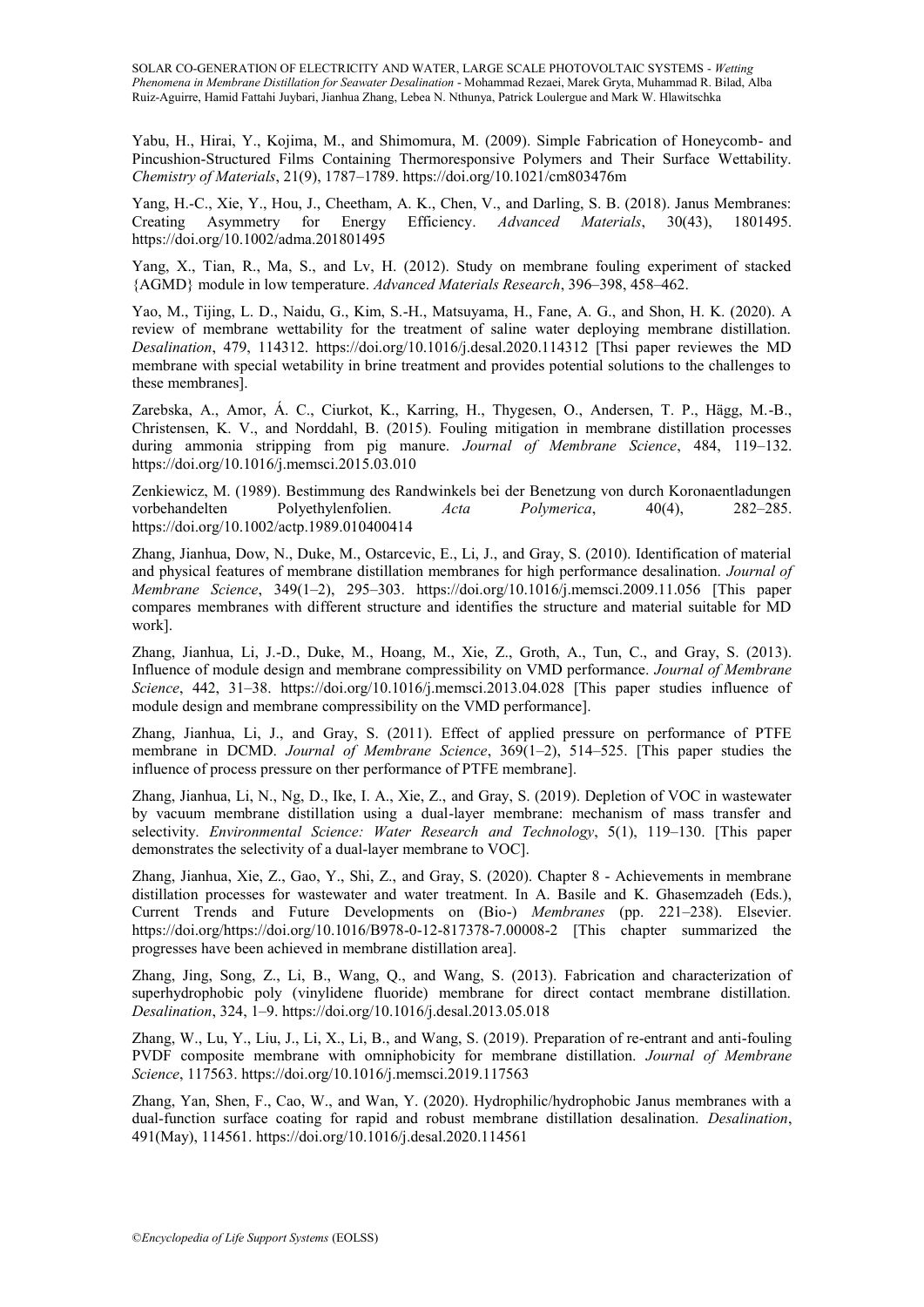Yabu, H., Hirai, Y., Kojima, M., and Shimomura, M. (2009). Simple Fabrication of Honeycomb- and Pincushion-Structured Films Containing Thermoresponsive Polymers and Their Surface Wettability. *Chemistry of Materials*, 21(9), 1787–1789. https://doi.org/10.1021/cm803476m

Yang, H.-C., Xie, Y., Hou, J., Cheetham, A. K., Chen, V., and Darling, S. B. (2018). Janus Membranes: Creating Asymmetry for Energy Efficiency. *Advanced Materials*, 30(43), 1801495. https://doi.org/10.1002/adma.201801495

Yang, X., Tian, R., Ma, S., and Lv, H. (2012). Study on membrane fouling experiment of stacked {AGMD} module in low temperature. *Advanced Materials Research*, 396–398, 458–462.

Yao, M., Tijing, L. D., Naidu, G., Kim, S.-H., Matsuyama, H., Fane, A. G., and Shon, H. K. (2020). A review of membrane wettability for the treatment of saline water deploying membrane distillation. *Desalination*, 479, 114312. https://doi.org/10.1016/j.desal.2020.114312 [Thsi paper reviewes the MD membrane with special wetability in brine treatment and provides potential solutions to the challenges to these membranes].

Zarebska, A., Amor, Á. C., Ciurkot, K., Karring, H., Thygesen, O., Andersen, T. P., Hägg, M.-B., Christensen, K. V., and Norddahl, B. (2015). Fouling mitigation in membrane distillation processes during ammonia stripping from pig manure. *Journal of Membrane Science*, 484, 119–132. https://doi.org/10.1016/j.memsci.2015.03.010

Zenkiewicz, M. (1989). Bestimmung des Randwinkels bei der Benetzung von durch Koronaentladungen vorbehandelten Polyethylenfolien. *Acta Polymerica*, 40(4), 282–285. https://doi.org/10.1002/actp.1989.010400414

Zhang, Jianhua, Dow, N., Duke, M., Ostarcevic, E., Li, J., and Gray, S. (2010). Identification of material and physical features of membrane distillation membranes for high performance desalination. *Journal of Membrane Science*, 349(1–2), 295–303. https://doi.org/10.1016/j.memsci.2009.11.056 [This paper compares membranes with different structure and identifies the structure and material suitable for MD work].

Zhang, Jianhua, Li, J.-D., Duke, M., Hoang, M., Xie, Z., Groth, A., Tun, C., and Gray, S. (2013). Influence of module design and membrane compressibility on VMD performance. *Journal of Membrane Science*, 442, 31–38. https://doi.org/10.1016/j.memsci.2013.04.028 [This paper studies influence of module design and membrane compressibility on the VMD performance].

Zhang, Jianhua, Li, J., and Gray, S. (2011). Effect of applied pressure on performance of PTFE membrane in DCMD. *Journal of Membrane Science*, 369(1–2), 514–525. [This paper studies the influence of process pressure on ther performance of PTFE membrane].

Zhang, Jianhua, Li, N., Ng, D., Ike, I. A., Xie, Z., and Gray, S. (2019). Depletion of VOC in wastewater by vacuum membrane distillation using a dual-layer membrane: mechanism of mass transfer and selectivity. *Environmental Science: Water Research and Technology*, 5(1), 119–130. [This paper demonstrates the selectivity of a dual-layer membrane to VOC].

Zhang, Jianhua, Xie, Z., Gao, Y., Shi, Z., and Gray, S. (2020). Chapter 8 - Achievements in membrane distillation processes for wastewater and water treatment. In A. Basile and K. Ghasemzadeh (Eds.), Current Trends and Future Developments on (Bio-) *Membranes* (pp. 221–238). Elsevier. https://doi.org/https://doi.org/10.1016/B978-0-12-817378-7.00008-2 [This chapter summarized the progresses have been achieved in membrane distillation area].

Zhang, Jing, Song, Z., Li, B., Wang, Q., and Wang, S. (2013). Fabrication and characterization of superhydrophobic poly (vinylidene fluoride) membrane for direct contact membrane distillation. *Desalination*, 324, 1–9. https://doi.org/10.1016/j.desal.2013.05.018

Zhang, W., Lu, Y., Liu, J., Li, X., Li, B., and Wang, S. (2019). Preparation of re-entrant and anti-fouling PVDF composite membrane with omniphobicity for membrane distillation. *Journal of Membrane Science*, 117563. https://doi.org/10.1016/j.memsci.2019.117563

Zhang, Yan, Shen, F., Cao, W., and Wan, Y. (2020). Hydrophilic/hydrophobic Janus membranes with a dual-function surface coating for rapid and robust membrane distillation desalination. *Desalination*, 491(May), 114561. https://doi.org/10.1016/j.desal.2020.114561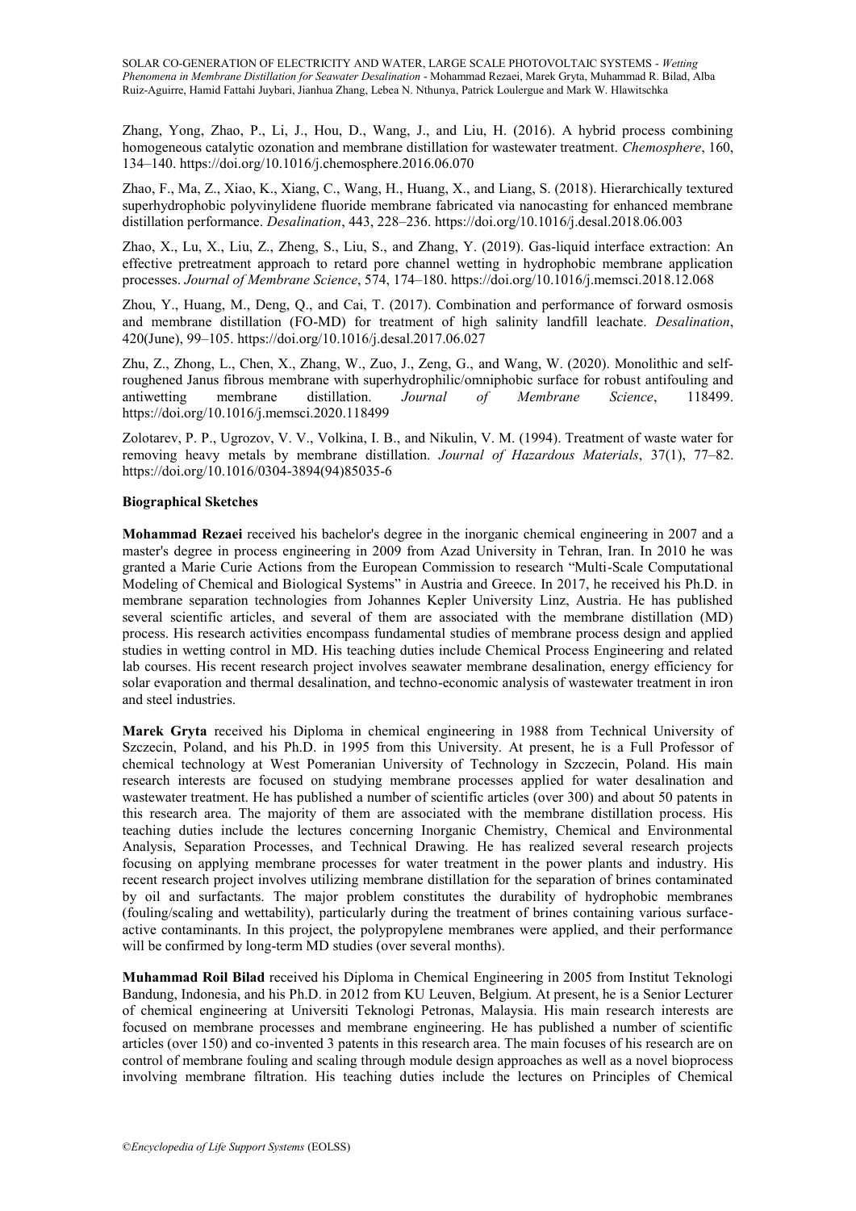Zhang, Yong, Zhao, P., Li, J., Hou, D., Wang, J., and Liu, H. (2016). A hybrid process combining homogeneous catalytic ozonation and membrane distillation for wastewater treatment. *Chemosphere*, 160, 134–140. https://doi.org/10.1016/j.chemosphere.2016.06.070

Zhao, F., Ma, Z., Xiao, K., Xiang, C., Wang, H., Huang, X., and Liang, S. (2018). Hierarchically textured superhydrophobic polyvinylidene fluoride membrane fabricated via nanocasting for enhanced membrane distillation performance. *Desalination*, 443, 228–236. https://doi.org/10.1016/j.desal.2018.06.003

Zhao, X., Lu, X., Liu, Z., Zheng, S., Liu, S., and Zhang, Y. (2019). Gas-liquid interface extraction: An effective pretreatment approach to retard pore channel wetting in hydrophobic membrane application processes. *Journal of Membrane Science*, 574, 174–180. https://doi.org/10.1016/j.memsci.2018.12.068

Zhou, Y., Huang, M., Deng, Q., and Cai, T. (2017). Combination and performance of forward osmosis and membrane distillation (FO-MD) for treatment of high salinity landfill leachate. *Desalination*, 420(June), 99–105. https://doi.org/10.1016/j.desal.2017.06.027

Zhu, Z., Zhong, L., Chen, X., Zhang, W., Zuo, J., Zeng, G., and Wang, W. (2020). Monolithic and self-roughened Janus fibrous membrane with superhydrophilic/omniphobic surface for robust antifouling and antiwetting membrane distillation. *Journal of Membrane Science*, 118499. https://doi.org/10.1016/j.memsci.2020.118499

Zolotarev, P. P., Ugrozov, V. V., Volkina, I. B., and Nikulin, V. M. (1994). Treatment of waste water for removing heavy metals by membrane distillation. *Journal of Hazardous Materials*, 37(1), 77–82. https://doi.org/10.1016/0304-3894(94)85035-6

**Biographical Sketches**

**Mohammad Rezaei** received his bachelor's degree in the inorganic chemical engineering in 2007 and a master's degree in process engineering in 2009 from Azad University in Tehran, Iran. In 2010 he was granted a Marie Curie Actions from the European Commission to research "Multi-Scale Computational Modeling of Chemical and Biological Systems" in Austria and Greece. In 2017, he received his Ph.D. in membrane separation technologies from Johannes Kepler University Linz, Austria. He has published several scientific articles, and several of them are associated with the membrane distillation (MD) process. His research activities encompass fundamental studies of membrane process design and applied studies in wetting control in MD. His teaching duties include Chemical Process Engineering and related lab courses. His recent research project involves seawater membrane desalination, energy efficiency for solar evaporation and thermal desalination, and techno-economic analysis of wastewater treatment in iron and steel industries.

**Marek Gryta** received his Diploma in chemical engineering in 1988 from Technical University of Szczecin, Poland, and his Ph.D. in 1995 from this University. At present, he is a Full Professor of chemical technology at West Pomeranian University of Technology in Szczecin, Poland. His main research interests are focused on studying membrane processes applied for water desalination and wastewater treatment. He has published a number of scientific articles (over 300) and about 50 patents in this research area. The majority of them are associated with the membrane distillation process. His teaching duties include the lectures concerning Inorganic Chemistry, Chemical and Environmental Analysis, Separation Processes, and Technical Drawing. He has realized several research projects focusing on applying membrane processes for water treatment in the power plants and industry. His recent research project involves utilizing membrane distillation for the separation of brines contaminated by oil and surfactants. The major problem constitutes the durability of hydrophobic membranes (fouling/scaling and wettability), particularly during the treatment of brines containing various surface-active contaminants. In this project, the polypropylene membranes were applied, and their performance will be confirmed by long-term MD studies (over several months).

**Muhammad Roil Bilad** received his Diploma in Chemical Engineering in 2005 from Institut Teknologi Bandung, Indonesia, and his Ph.D. in 2012 from KU Leuven, Belgium. At present, he is a Senior Lecturer of chemical engineering at Universiti Teknologi Petronas, Malaysia. His main research interests are focused on membrane processes and membrane engineering. He has published a number of scientific articles (over 150) and co-invented 3 patents in this research area. The main focuses of his research are on control of membrane fouling and scaling through module design approaches as well as a novel bioprocess involving membrane filtration. His teaching duties include the lectures on Principles of Chemical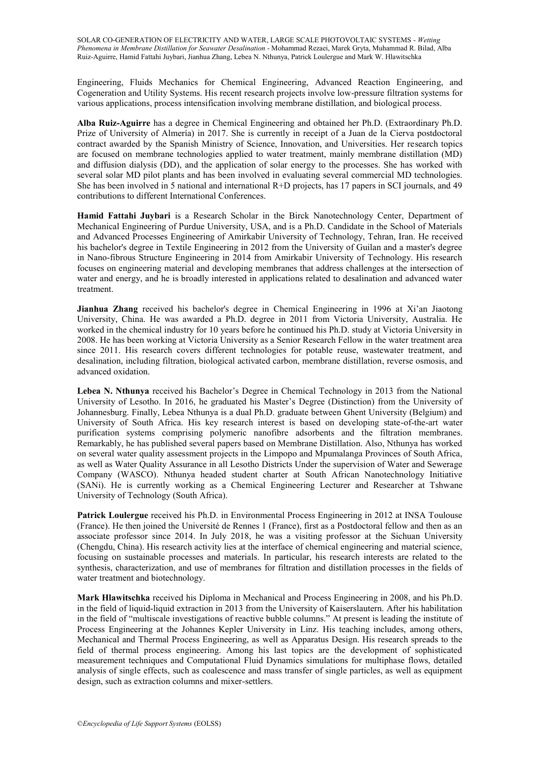Engineering, Fluids Mechanics for Chemical Engineering, Advanced Reaction Engineering, and Cogeneration and Utility Systems. His recent research projects involve low-pressure filtration systems for various applications, process intensification involving membrane distillation, and biological process.

**Alba Ruiz-Aguirre** has a degree in Chemical Engineering and obtained her Ph.D. (Extraordinary Ph.D. Prize of University of Almería) in 2017. She is currently in receipt of a Juan de la Cierva postdoctoral contract awarded by the Spanish Ministry of Science, Innovation, and Universities. Her research topics are focused on membrane technologies applied to water treatment, mainly membrane distillation (MD) and diffusion dialysis (DD), and the application of solar energy to the processes. She has worked with several solar MD pilot plants and has been involved in evaluating several commercial MD technologies. She has been involved in 5 national and international R+D projects, has 17 papers in SCI journals, and 49 contributions to different International Conferences.

**Hamid Fattahi Juybari** is a Research Scholar in the Birck Nanotechnology Center, Department of Mechanical Engineering of Purdue University, USA, and is a Ph.D. Candidate in the School of Materials and Advanced Processes Engineering of Amirkabir University of Technology, Tehran, Iran. He received his bachelor's degree in Textile Engineering in 2012 from the University of Guilan and a master's degree in Nano-fibrous Structure Engineering in 2014 from Amirkabir University of Technology. His research focuses on engineering material and developing membranes that address challenges at the intersection of water and energy, and he is broadly interested in applications related to desalination and advanced water treatment.

**Jianhua Zhang** received his bachelor's degree in Chemical Engineering in 1996 at Xi'an Jiaotong University, China. He was awarded a Ph.D. degree in 2011 from Victoria University, Australia. He worked in the chemical industry for 10 years before he continued his Ph.D. study at Victoria University in 2008. He has been working at Victoria University as a Senior Research Fellow in the water treatment area since 2011. His research covers different technologies for potable reuse, wastewater treatment, and desalination, including filtration, biological activated carbon, membrane distillation, reverse osmosis, and advanced oxidation.

**Lebea N. Nthunya** received his Bachelor's Degree in Chemical Technology in 2013 from the National University of Lesotho. In 2016, he graduated his Master's Degree (Distinction) from the University of Johannesburg. Finally, Lebea Nthunya is a dual Ph.D. graduate between Ghent University (Belgium) and University of South Africa. His key research interest is based on developing state-of-the-art water purification systems comprising polymeric nanofibre adsorbents and the filtration membranes. Remarkably, he has published several papers based on Membrane Distillation. Also, Nthunya has worked on several water quality assessment projects in the Limpopo and Mpumalanga Provinces of South Africa, as well as Water Quality Assurance in all Lesotho Districts Under the supervision of Water and Sewerage Company (WASCO). Nthunya headed student charter at South African Nanotechnology Initiative (SANi). He is currently working as a Chemical Engineering Lecturer and Researcher at Tshwane University of Technology (South Africa).

**Patrick Loulergue** received his Ph.D. in Environmental Process Engineering in 2012 at INSA Toulouse (France). He then joined the Université de Rennes 1 (France), first as a Postdoctoral fellow and then as an associate professor since 2014. In July 2018, he was a visiting professor at the Sichuan University (Chengdu, China). His research activity lies at the interface of chemical engineering and material science, focusing on sustainable processes and materials. In particular, his research interests are related to the synthesis, characterization, and use of membranes for filtration and distillation processes in the fields of water treatment and biotechnology.

**Mark Hlawitschka** received his Diploma in Mechanical and Process Engineering in 2008, and his Ph.D. in the field of liquid-liquid extraction in 2013 from the University of Kaiserslautern. After his habilitation in the field of "multiscale investigations of reactive bubble columns." At present is leading the institute of Process Engineering at the Johannes Kepler University in Linz. His teaching includes, among others, Mechanical and Thermal Process Engineering, as well as Apparatus Design. His research spreads to the field of thermal process engineering. Among his last topics are the development of sophisticated measurement techniques and Computational Fluid Dynamics simulations for multiphase flows, detailed analysis of single effects, such as coalescence and mass transfer of single particles, as well as equipment design, such as extraction columns and mixer-settlers.